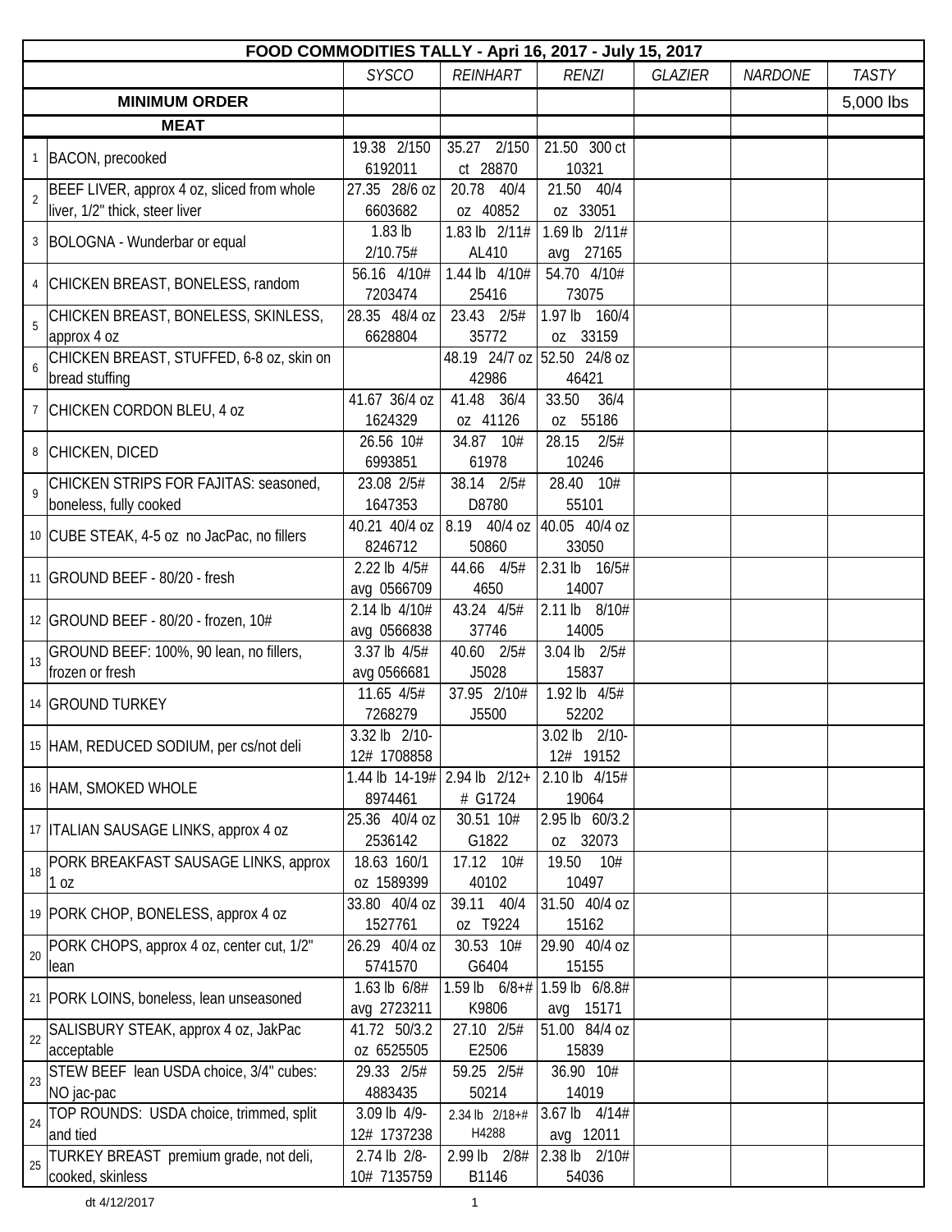| | FOOD COMMODITIES TALLY - Apri 16, 2017 - July 15, 2017 | | | | | | |
|---|---|---|---|---|---|---|---|
| | | *SYSCO* | *REINHART* | *RENZI* | *GLAZIER* | *NARDONE* | *TASTY* |
| | **MINIMUM ORDER** | | | | | | 5,000 lbs |
| | **MEAT** | | | | | | |
| 1 | BACON, precooked | 19.38 2/150 6192011 | 35.27 2/150 ct 28870 | 21.50 300 ct 10321 | | | |
| 2 | BEEF LIVER, approx 4 oz, sliced from whole liver, 1/2" thick, steer liver | 27.35 28/6 oz 6603682 | 20.78 40/4 oz 40852 | 21.50 40/4 oz 33051 | | | |
| 3 | BOLOGNA - Wunderbar or equal | 1.83 lb 2/10.75# | 1.83 lb 2/11# AL410 | 1.69 lb 2/11# avg 27165 | | | |
| 4 | CHICKEN BREAST, BONELESS, random | 56.16 4/10# 7203474 | 1.44 lb 4/10# 25416 | 54.70 4/10# 73075 | | | |
| 5 | CHICKEN BREAST, BONELESS, SKINLESS, approx 4 oz | 28.35 48/4 oz 6628804 | 23.43 2/5# 35772 | 1.97 lb 160/4 oz 33159 | | | |
| 6 | CHICKEN BREAST, STUFFED, 6-8 oz, skin on bread stuffing | | 48.19 24/7 oz 42986 | 52.50 24/8 oz 46421 | | | |
| 7 | CHICKEN CORDON BLEU, 4 oz | 41.67 36/4 oz 1624329 | 41.48 36/4 oz 41126 | 33.50 36/4 oz 55186 | | | |
| 8 | CHICKEN, DICED | 26.56 10# 6993851 | 34.87 10# 61978 | 28.15 2/5# 10246 | | | |
| 9 | CHICKEN STRIPS FOR FAJITAS: seasoned, boneless, fully cooked | 23.08 2/5# 1647353 | 38.14 2/5# D8780 | 28.40 10# 55101 | | | |
| 10 | CUBE STEAK, 4-5 oz no JacPac, no fillers | 40.21 40/4 oz 8246712 | 8.19 40/4 oz 50860 | 40.05 40/4 oz 33050 | | | |
| 11 | GROUND BEEF - 80/20 - fresh | 2.22 lb 4/5# avg 0566709 | 44.66 4/5# 4650 | 2.31 lb 16/5# 14007 | | | |
| 12 | GROUND BEEF - 80/20 - frozen, 10# | 2.14 lb 4/10# avg 0566838 | 43.24 4/5# 37746 | 2.11 lb 8/10# 14005 | | | |
| 13 | GROUND BEEF: 100%, 90 lean, no fillers, frozen or fresh | 3.37 lb 4/5# avg 0566681 | 40.60 2/5# J5028 | 3.04 lb 2/5# 15837 | | | |
| 14 | GROUND TURKEY | 11.65 4/5# 7268279 | 37.95 2/10# J5500 | 1.92 lb 4/5# 52202 | | | |
| 15 | HAM, REDUCED SODIUM, per cs/not deli | 3.32 lb 2/10-12# 1708858 | | 3.02 lb 2/10-12# 19152 | | | |
| 16 | HAM, SMOKED WHOLE | 1.44 lb 14-19# 8974461 | 2.94 lb 2/12+ # G1724 | 2.10 lb 4/15# 19064 | | | |
| 17 | ITALIAN SAUSAGE LINKS, approx 4 oz | 25.36 40/4 oz 2536142 | 30.51 10# G1822 | 2.95 lb 60/3.2 oz 32073 | | | |
| 18 | PORK BREAKFAST SAUSAGE LINKS, approx 1 oz | 18.63 160/1 oz 1589399 | 17.12 10# 40102 | 19.50 10# 10497 | | | |
| 19 | PORK CHOP, BONELESS, approx 4 oz | 33.80 40/4 oz 1527761 | 39.11 40/4 oz T9224 | 31.50 40/4 oz 15162 | | | |
| 20 | PORK CHOPS, approx 4 oz, center cut, 1/2" lean | 26.29 40/4 oz 5741570 | 30.53 10# G6404 | 29.90 40/4 oz 15155 | | | |
| 21 | PORK LOINS, boneless, lean unseasoned | 1.63 lb 6/8# avg 2723211 | 1.59 lb 6/8+# K9806 | 1.59 lb 6/8.8# avg 15171 | | | |
| 22 | SALISBURY STEAK, approx 4 oz, JakPac acceptable | 41.72 50/3.2 oz 6525505 | 27.10 2/5# E2506 | 51.00 84/4 oz 15839 | | | |
| 23 | STEW BEEF lean USDA choice, 3/4" cubes: NO jac-pac | 29.33 2/5# 4883435 | 59.25 2/5# 50214 | 36.90 10# 14019 | | | |
| 24 | TOP ROUNDS: USDA choice, trimmed, split and tied | 3.09 lb 4/9-12# 1737238 | 2.34 lb 2/18+# H4288 | 3.67 lb 4/14# avg 12011 | | | |
| 25 | TURKEY BREAST premium grade, not deli, cooked, skinless | 2.74 lb 2/8-10# 7135759 | 2.99 lb 2/8# B1146 | 2.38 lb 2/10# 54036 | | | |

dt 4/12/2017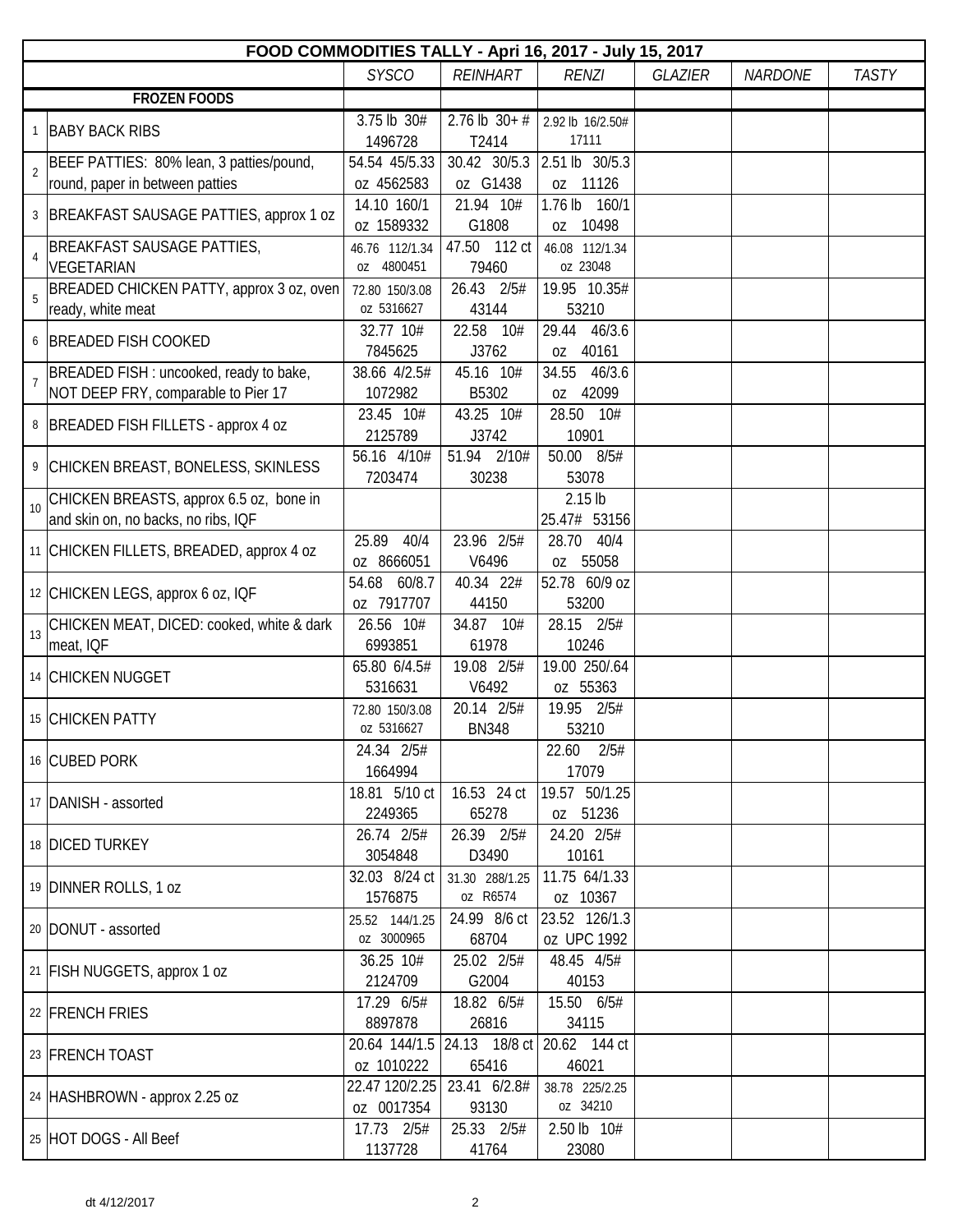| FOOD COMMODITIES TALLY - Apri 16, 2017 - July 15, 2017 | | | | | | | |
|---|---|---|---|---|---|---|---|
| | | *SYSCO* | *REINHART* | *RENZI* | *GLAZIER* | *NARDONE* | *TASTY* |
| | **FROZEN FOODS** | | | | | | |
| 1 | BABY BACK RIBS | 3.75 lb 30# 1496728 | 2.76 lb 30+ # T2414 | 2.92 lb 16/2.50# 17111 | | | |
| 2 | BEEF PATTIES: 80% lean, 3 patties/pound, round, paper in between patties | 54.54 45/5.33 oz 4562583 | 30.42 30/5.3 oz G1438 | 2.51 lb 30/5.3 oz 11126 | | | |
| 3 | BREAKFAST SAUSAGE PATTIES, approx 1 oz | 14.10 160/1 oz 1589332 | 21.94 10# G1808 | 1.76 lb 160/1 oz 10498 | | | |
| 4 | BREAKFAST SAUSAGE PATTIES, VEGETARIAN | 46.76 112/1.34 oz 4800451 | 47.50 112 ct 79460 | 46.08 112/1.34 oz 23048 | | | |
| 5 | BREADED CHICKEN PATTY, approx 3 oz, oven ready, white meat | 72.80 150/3.08 oz 5316627 | 26.43 2/5# 43144 | 19.95 10.35# 53210 | | | |
| 6 | BREADED FISH COOKED | 32.77 10# 7845625 | 22.58 10# J3762 | 29.44 46/3.6 oz 40161 | | | |
| 7 | BREADED FISH : uncooked, ready to bake, NOT DEEP FRY, comparable to Pier 17 | 38.66 4/2.5# 1072982 | 45.16 10# B5302 | 34.55 46/3.6 oz 42099 | | | |
| 8 | BREADED FISH FILLETS - approx 4 oz | 23.45 10# 2125789 | 43.25 10# J3742 | 28.50 10# 10901 | | | |
| 9 | CHICKEN BREAST, BONELESS, SKINLESS | 56.16 4/10# 7203474 | 51.94 2/10# 30238 | 50.00 8/5# 53078 | | | |
| 10 | CHICKEN BREASTS, approx 6.5 oz, bone in and skin on, no backs, no ribs, IQF | | | 2.15 lb 25.47# 53156 | | | |
| 11 | CHICKEN FILLETS, BREADED, approx 4 oz | 25.89 40/4 oz 8666051 | 23.96 2/5# V6496 | 28.70 40/4 oz 55058 | | | |
| 12 | CHICKEN LEGS, approx 6 oz, IQF | 54.68 60/8.7 oz 7917707 | 40.34 22# 44150 | 52.78 60/9 oz 53200 | | | |
| 13 | CHICKEN MEAT, DICED: cooked, white & dark meat, IQF | 26.56 10# 6993851 | 34.87 10# 61978 | 28.15 2/5# 10246 | | | |
| 14 | CHICKEN NUGGET | 65.80 6/4.5# 5316631 | 19.08 2/5# V6492 | 19.00 250/.64 oz 55363 | | | |
| 15 | CHICKEN PATTY | 72.80 150/3.08 oz 5316627 | 20.14 2/5# BN348 | 19.95 2/5# 53210 | | | |
| 16 | CUBED PORK | 24.34 2/5# 1664994 | | 22.60 2/5# 17079 | | | |
| 17 | DANISH - assorted | 18.81 5/10 ct 2249365 | 16.53 24 ct 65278 | 19.57 50/1.25 oz 51236 | | | |
| 18 | DICED TURKEY | 26.74 2/5# 3054848 | 26.39 2/5# D3490 | 24.20 2/5# 10161 | | | |
| 19 | DINNER ROLLS, 1 oz | 32.03 8/24 ct 1576875 | 31.30 288/1.25 oz R6574 | 11.75 64/1.33 oz 10367 | | | |
| 20 | DONUT - assorted | 25.52 144/1.25 oz 3000965 | 24.99 8/6 ct 68704 | 23.52 126/1.3 oz UPC 1992 | | | |
| 21 | FISH NUGGETS, approx 1 oz | 36.25 10# 2124709 | 25.02 2/5# G2004 | 48.45 4/5# 40153 | | | |
| 22 | FRENCH FRIES | 17.29 6/5# 8897878 | 18.82 6/5# 26816 | 15.50 6/5# 34115 | | | |
| 23 | FRENCH TOAST | 20.64 144/1.5 oz 1010222 | 24.13 18/8 ct 65416 | 20.62 144 ct 46021 | | | |
| 24 | HASHBROWN - approx 2.25 oz | 22.47 120/2.25 oz 0017354 | 23.41 6/2.8# 93130 | 38.78 225/2.25 oz 34210 | | | |
| 25 | HOT DOGS - All Beef | 17.73 2/5# 1137728 | 25.33 2/5# 41764 | 2.50 lb 10# 23080 | | | |

dt 4/12/2017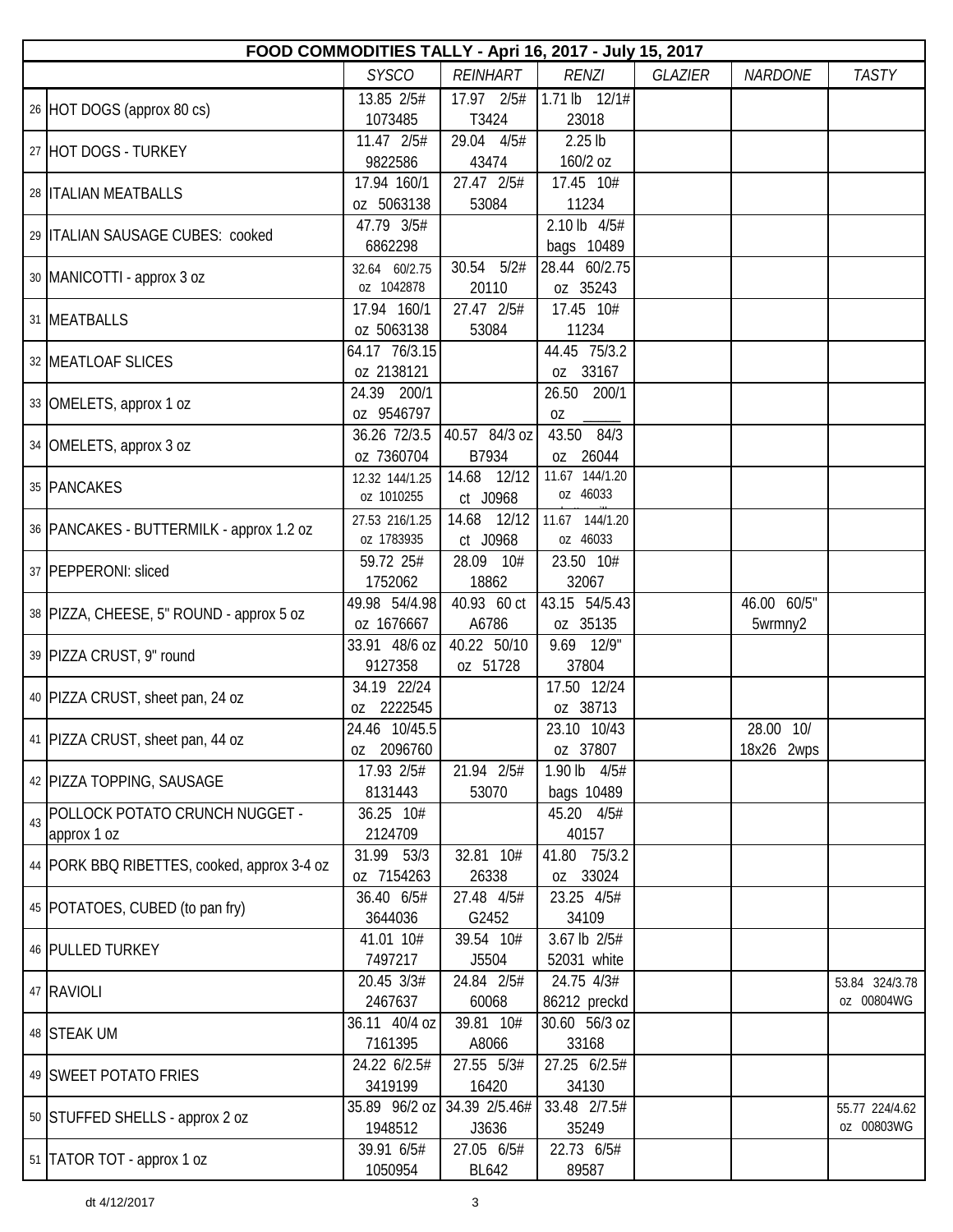| FOOD COMMODITIES TALLY - Apri 16, 2017 - July 15, 2017 | | | | | | | | |
|---|---|---|---|---|---|---|---|---|
| | | *SYSCO* | *REINHART* | *RENZI* | *GLAZIER* | *NARDONE* | *TASTY* |
| 26 | HOT DOGS (approx 80 cs) | 13.85 2/5# 1073485 | 17.97 2/5# T3424 | 1.71 lb 12/1# 23018 | | | |
| 27 | HOT DOGS - TURKEY | 11.47 2/5# 9822586 | 29.04 4/5# 43474 | 2.25 lb 160/2 oz | | | |
| 28 | ITALIAN MEATBALLS | 17.94 160/1 oz 5063138 | 27.47 2/5# 53084 | 17.45 10# 11234 | | | |
| 29 | ITALIAN SAUSAGE CUBES: cooked | 47.79 3/5# 6862298 | | 2.10 lb 4/5# bags 10489 | | | |
| 30 | MANICOTTI - approx 3 oz | 32.64 60/2.75 oz 1042878 | 30.54 5/2# 20110 | 28.44 60/2.75 oz 35243 | | | |
| 31 | MEATBALLS | 17.94 160/1 oz 5063138 | 27.47 2/5# 53084 | 17.45 10# 11234 | | | |
| 32 | MEATLOAF SLICES | 64.17 76/3.15 oz 2138121 | | 44.45 75/3.2 oz 33167 | | | |
| 33 | OMELETS, approx 1 oz | 24.39 200/1 oz 9546797 | | 26.50 200/1 oz _____ | | | |
| 34 | OMELETS, approx 3 oz | 36.26 72/3.5 oz 7360704 | 40.57 84/3 oz B7934 | 43.50 84/3 oz 26044 | | | |
| 35 | PANCAKES | 12.32 144/1.25 oz 1010255 | 14.68 12/12 ct J0968 | 11.67 144/1.20 oz 46033 | | | |
| 36 | PANCAKES - BUTTERMILK - approx 1.2 oz | 27.53 216/1.25 oz 1783935 | 14.68 12/12 ct J0968 | 11.67 144/1.20 oz 46033 | | | |
| 37 | PEPPERONI: sliced | 59.72 25# 1752062 | 28.09 10# 18862 | 23.50 10# 32067 | | | |
| 38 | PIZZA, CHEESE, 5" ROUND - approx 5 oz | 49.98 54/4.98 oz 1676667 | 40.93 60 ct A6786 | 43.15 54/5.43 oz 35135 | | 46.00 60/5" 5wrmny2 | |
| 39 | PIZZA CRUST, 9" round | 33.91 48/6 oz 9127358 | 40.22 50/10 oz 51728 | 9.69 12/9" 37804 | | | |
| 40 | PIZZA CRUST, sheet pan, 24 oz | 34.19 22/24 oz 2222545 | | 17.50 12/24 oz 38713 | | | |
| 41 | PIZZA CRUST, sheet pan, 44 oz | 24.46 10/45.5 oz 2096760 | | 23.10 10/43 oz 37807 | | 28.00 10/ 18x26 2wps | |
| 42 | PIZZA TOPPING, SAUSAGE | 17.93 2/5# 8131443 | 21.94 2/5# 53070 | 1.90 lb 4/5# bags 10489 | | | |
| 43 | POLLOCK POTATO CRUNCH NUGGET - approx 1 oz | 36.25 10# 2124709 | | 45.20 4/5# 40157 | | | |
| 44 | PORK BBQ RIBETTES, cooked, approx 3-4 oz | 31.99 53/3 oz 7154263 | 32.81 10# 26338 | 41.80 75/3.2 oz 33024 | | | |
| 45 | POTATOES, CUBED (to pan fry) | 36.40 6/5# 3644036 | 27.48 4/5# G2452 | 23.25 4/5# 34109 | | | |
| 46 | PULLED TURKEY | 41.01 10# 7497217 | 39.54 10# J5504 | 3.67 lb 2/5# 52031 white | | | |
| 47 | RAVIOLI | 20.45 3/3# 2467637 | 24.84 2/5# 60068 | 24.75 4/3# 86212 preckd | | | 53.84 324/3.78 oz 00804WG |
| 48 | STEAK UM | 36.11 40/4 oz 7161395 | 39.81 10# A8066 | 30.60 56/3 oz 33168 | | | |
| 49 | SWEET POTATO FRIES | 24.22 6/2.5# 3419199 | 27.55 5/3# 16420 | 27.25 6/2.5# 34130 | | | |
| 50 | STUFFED SHELLS - approx 2 oz | 35.89 96/2 oz 1948512 | 34.39 2/5.46# J3636 | 33.48 2/7.5# 35249 | | | 55.77 224/4.62 oz 00803WG |
| 51 | TATOR TOT - approx 1 oz | 39.91 6/5# 1050954 | 27.05 6/5# BL642 | 22.73 6/5# 89587 | | | |

dt 4/12/2017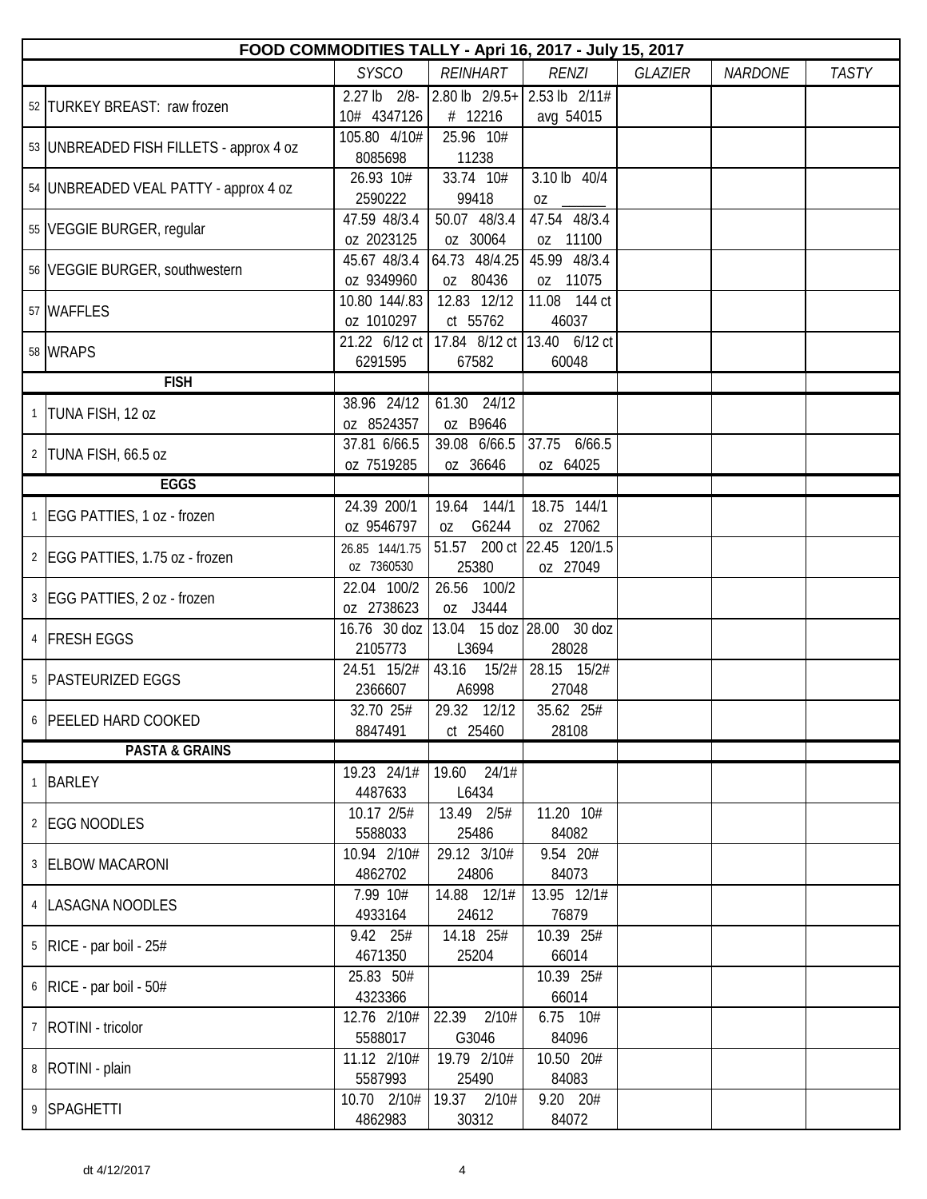| | FOOD COMMODITIES TALLY - Apri 16, 2017 - July 15, 2017 | | | | | | |
|---|---|---|---|---|---|---|---|
| | | *SYSCO* | *REINHART* | *RENZI* | *GLAZIER* | *NARDONE* | *TASTY* |
| 52 | TURKEY BREAST: raw frozen | 2.27 lb 2/8-10# 4347126 | 2.80 lb 2/9.5+# 12216 | 2.53 lb 2/11# avg 54015 | | | |
| 53 | UNBREADED FISH FILLETS - approx 4 oz | 105.80 4/10# 8085698 | 25.96 10# 11238 | | | | |
| 54 | UNBREADED VEAL PATTY - approx 4 oz | 26.93 10# 2590222 | 33.74 10# 99418 | 3.10 lb 40/4 oz ______ | | | |
| 55 | VEGGIE BURGER, regular | 47.59 48/3.4 oz 2023125 | 50.07 48/3.4 oz 30064 | 47.54 48/3.4 oz 11100 | | | |
| 56 | VEGGIE BURGER, southwestern | 45.67 48/3.4 oz 9349960 | 64.73 48/4.25 oz 80436 | 45.99 48/3.4 oz 11075 | | | |
| 57 | WAFFLES | 10.80 144/.83 oz 1010297 | 12.83 12/12 ct 55762 | 11.08 144 ct 46037 | | | |
| 58 | WRAPS | 21.22 6/12 ct 6291595 | 17.84 8/12 ct 67582 | 13.40 6/12 ct 60048 | | | |
| | **FISH** | | | | | | |
| 1 | TUNA FISH, 12 oz | 38.96 24/12 oz 8524357 | 61.30 24/12 oz B9646 | | | | |
| 2 | TUNA FISH, 66.5 oz | 37.81 6/66.5 oz 7519285 | 39.08 6/66.5 oz 36646 | 37.75 6/66.5 oz 64025 | | | |
| | **EGGS** | | | | | | |
| 1 | EGG PATTIES, 1 oz - frozen | 24.39 200/1 oz 9546797 | 19.64 144/1 oz G6244 | 18.75 144/1 oz 27062 | | | |
| 2 | EGG PATTIES, 1.75 oz - frozen | 26.85 144/1.75 oz 7360530 | 51.57 200 ct 25380 | 22.45 120/1.5 oz 27049 | | | |
| 3 | EGG PATTIES, 2 oz - frozen | 22.04 100/2 oz 2738623 | 26.56 100/2 oz J3444 | | | | |
| 4 | FRESH EGGS | 16.76 30 doz 2105773 | 13.04 15 doz L3694 | 28.00 30 doz 28028 | | | |
| 5 | PASTEURIZED EGGS | 24.51 15/2# 2366607 | 43.16 15/2# A6998 | 28.15 15/2# 27048 | | | |
| 6 | PEELED HARD COOKED | 32.70 25# 8847491 | 29.32 12/12 ct 25460 | 35.62 25# 28108 | | | |
| | **PASTA & GRAINS** | | | | | | |
| 1 | BARLEY | 19.23 24/1# 4487633 | 19.60 24/1# L6434 | | | | |
| 2 | EGG NOODLES | 10.17 2/5# 5588033 | 13.49 2/5# 25486 | 11.20 10# 84082 | | | |
| 3 | ELBOW MACARONI | 10.94 2/10# 4862702 | 29.12 3/10# 24806 | 9.54 20# 84073 | | | |
| 4 | LASAGNA NOODLES | 7.99 10# 4933164 | 14.88 12/1# 24612 | 13.95 12/1# 76879 | | | |
| 5 | RICE - par boil - 25# | 9.42 25# 4671350 | 14.18 25# 25204 | 10.39 25# 66014 | | | |
| 6 | RICE - par boil - 50# | 25.83 50# 4323366 | | 10.39 25# 66014 | | | |
| 7 | ROTINI - tricolor | 12.76 2/10# 5588017 | 22.39 2/10# G3046 | 6.75 10# 84096 | | | |
| 8 | ROTINI - plain | 11.12 2/10# 5587993 | 19.79 2/10# 25490 | 10.50 20# 84083 | | | |
| 9 | SPAGHETTI | 10.70 2/10# 4862983 | 19.37 2/10# 30312 | 9.20 20# 84072 | | | |

dt 4/12/2017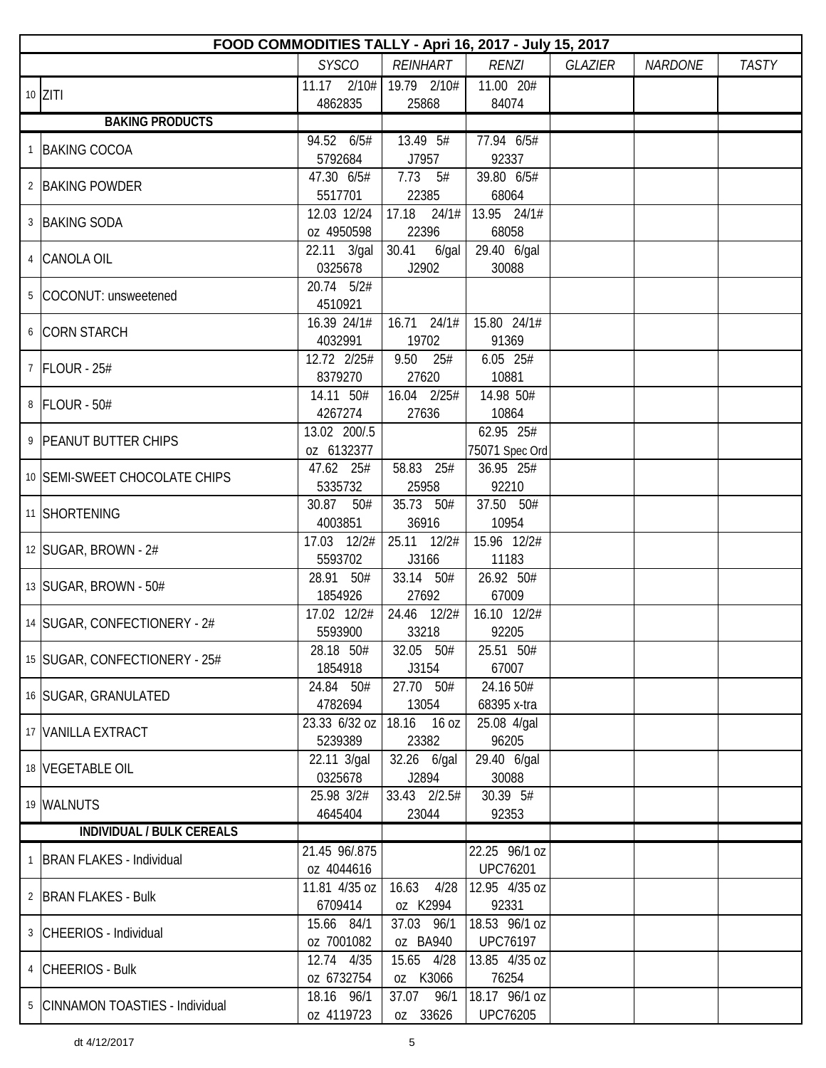| | FOOD COMMODITIES TALLY - Apri 16, 2017 - July 15, 2017 | | | | | | |
|---|---|---|---|---|---|---|---|
| | | *SYSCO* | *REINHART* | *RENZI* | *GLAZIER* | *NARDONE* | *TASTY* |
| 10 | ZITI | 11.17 2/10# 4862835 | 19.79 2/10# 25868 | 11.00 20# 84074 | | | |
| | **BAKING PRODUCTS** | | | | | | |
| 1 | BAKING COCOA | 94.52 6/5# 5792684 | 13.49 5# J7957 | 77.94 6/5# 92337 | | | |
| 2 | BAKING POWDER | 47.30 6/5# 5517701 | 7.73 5# 22385 | 39.80 6/5# 68064 | | | |
| 3 | BAKING SODA | 12.03 12/24 oz 4950598 | 17.18 24/1# 22396 | 13.95 24/1# 68058 | | | |
| 4 | CANOLA OIL | 22.11 3/gal 0325678 | 30.41 6/gal J2902 | 29.40 6/gal 30088 | | | |
| 5 | COCONUT: unsweetened | 20.74 5/2# 4510921 | | | | | |
| 6 | CORN STARCH | 16.39 24/1# 4032991 | 16.71 24/1# 19702 | 15.80 24/1# 91369 | | | |
| 7 | FLOUR - 25# | 12.72 2/25# 8379270 | 9.50 25# 27620 | 6.05 25# 10881 | | | |
| 8 | FLOUR - 50# | 14.11 50# 4267274 | 16.04 2/25# 27636 | 14.98 50# 10864 | | | |
| 9 | PEANUT BUTTER CHIPS | 13.02 200/.5 oz 6132377 | | 62.95 25# 75071 Spec Ord | | | |
| 10 | SEMI-SWEET CHOCOLATE CHIPS | 47.62 25# 5335732 | 58.83 25# 25958 | 36.95 25# 92210 | | | |
| 11 | SHORTENING | 30.87 50# 4003851 | 35.73 50# 36916 | 37.50 50# 10954 | | | |
| 12 | SUGAR, BROWN - 2# | 17.03 12/2# 5593702 | 25.11 12/2# J3166 | 15.96 12/2# 11183 | | | |
| 13 | SUGAR, BROWN - 50# | 28.91 50# 1854926 | 33.14 50# 27692 | 26.92 50# 67009 | | | |
| 14 | SUGAR, CONFECTIONERY - 2# | 17.02 12/2# 5593900 | 24.46 12/2# 33218 | 16.10 12/2# 92205 | | | |
| 15 | SUGAR, CONFECTIONERY - 25# | 28.18 50# 1854918 | 32.05 50# J3154 | 25.51 50# 67007 | | | |
| 16 | SUGAR, GRANULATED | 24.84 50# 4782694 | 27.70 50# 13054 | 24.16 50# 68395 x-tra | | | |
| 17 | VANILLA EXTRACT | 23.33 6/32 oz 5239389 | 18.16 16 oz 23382 | 25.08 4/gal 96205 | | | |
| 18 | VEGETABLE OIL | 22.11 3/gal 0325678 | 32.26 6/gal J2894 | 29.40 6/gal 30088 | | | |
| 19 | WALNUTS | 25.98 3/2# 4645404 | 33.43 2/2.5# 23044 | 30.39 5# 92353 | | | |
| | **INDIVIDUAL / BULK CEREALS** | | | | | | |
| 1 | BRAN FLAKES - Individual | 21.45 96/.875 oz 4044616 | | 22.25 96/1 oz UPC76201 | | | |
| 2 | BRAN FLAKES - Bulk | 11.81 4/35 oz 6709414 | 16.63 4/28 oz K2994 | 12.95 4/35 oz 92331 | | | |
| 3 | CHEERIOS - Individual | 15.66 84/1 oz 7001082 | 37.03 96/1 oz BA940 | 18.53 96/1 oz UPC76197 | | | |
| 4 | CHEERIOS - Bulk | 12.74 4/35 oz 6732754 | 15.65 4/28 oz K3066 | 13.85 4/35 oz 76254 | | | |
| 5 | CINNAMON TOASTIES - Individual | 18.16 96/1 oz 4119723 | 37.07 96/1 oz 33626 | 18.17 96/1 oz UPC76205 | | | |

dt 4/12/2017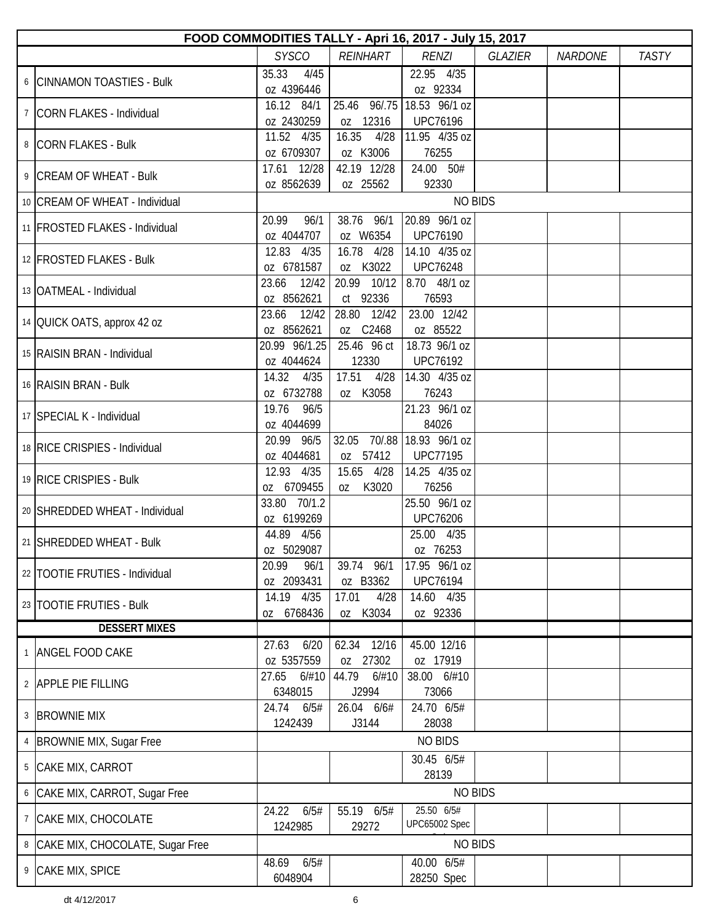| FOOD COMMODITIES TALLY - Apri 16, 2017 - July 15, 2017 | | | | | | | |
|---|---|---|---|---|---|---|---|
| | | *SYSCO* | *REINHART* | *RENZI* | *GLAZIER* | *NARDONE* | *TASTY* |
| 6 | CINNAMON TOASTIES - Bulk | 35.33 4/45 oz 4396446 | | 22.95 4/35 oz 92334 | | | |
| 7 | CORN FLAKES - Individual | 16.12 84/1 oz 2430259 | 25.46 96/.75 oz 12316 | 18.53 96/1 oz UPC76196 | | | |
| 8 | CORN FLAKES - Bulk | 11.52 4/35 oz 6709307 | 16.35 4/28 oz K3006 | 11.95 4/35 oz 76255 | | | |
| 9 | CREAM OF WHEAT - Bulk | 17.61 12/28 oz 8562639 | 42.19 12/28 oz 25562 | 24.00 50# 92330 | | | |
| 10 | CREAM OF WHEAT - Individual | NO BIDS | | | | | |
| 11 | FROSTED FLAKES - Individual | 20.99 96/1 oz 4044707 | 38.76 96/1 oz W6354 | 20.89 96/1 oz UPC76190 | | | |
| 12 | FROSTED FLAKES - Bulk | 12.83 4/35 oz 6781587 | 16.78 4/28 oz K3022 | 14.10 4/35 oz UPC76248 | | | |
| 13 | OATMEAL - Individual | 23.66 12/42 oz 8562621 | 20.99 10/12 ct 92336 | 8.70 48/1 oz 76593 | | | |
| 14 | QUICK OATS, approx 42 oz | 23.66 12/42 oz 8562621 | 28.80 12/42 oz C2468 | 23.00 12/42 oz 85522 | | | |
| 15 | RAISIN BRAN - Individual | 20.99 96/1.25 oz 4044624 | 25.46 96 ct 12330 | 18.73 96/1 oz UPC76192 | | | |
| 16 | RAISIN BRAN - Bulk | 14.32 4/35 oz 6732788 | 17.51 4/28 oz K3058 | 14.30 4/35 oz 76243 | | | |
| 17 | SPECIAL K - Individual | 19.76 96/5 oz 4044699 | | 21.23 96/1 oz 84026 | | | |
| 18 | RICE CRISPIES - Individual | 20.99 96/5 oz 4044681 | 32.05 70/.88 oz 57412 | 18.93 96/1 oz UPC77195 | | | |
| 19 | RICE CRISPIES - Bulk | 12.93 4/35 oz 6709455 | 15.65 4/28 oz K3020 | 14.25 4/35 oz 76256 | | | |
| 20 | SHREDDED WHEAT - Individual | 33.80 70/1.2 oz 6199269 | | 25.50 96/1 oz UPC76206 | | | |
| 21 | SHREDDED WHEAT - Bulk | 44.89 4/56 oz 5029087 | | 25.00 4/35 oz 76253 | | | |
| 22 | TOOTIE FRUTIES - Individual | 20.99 96/1 oz 2093431 | 39.74 96/1 oz B3362 | 17.95 96/1 oz UPC76194 | | | |
| 23 | TOOTIE FRUTIES - Bulk | 14.19 4/35 oz 6768436 | 17.01 4/28 oz K3034 | 14.60 4/35 oz 92336 | | | |
| | **DESSERT MIXES** | | | | | | |
| 1 | ANGEL FOOD CAKE | 27.63 6/20 oz 5357559 | 62.34 12/16 oz 27302 | 45.00 12/16 oz 17919 | | | |
| 2 | APPLE PIE FILLING | 27.65 6/#10 6348015 | 44.79 6/#10 J2994 | 38.00 6/#10 73066 | | | |
| 3 | BROWNIE MIX | 24.74 6/5# 1242439 | 26.04 6/6# J3144 | 24.70 6/5# 28038 | | | |
| 4 | BROWNIE MIX, Sugar Free | NO BIDS | | | | | |
| 5 | CAKE MIX, CARROT | | | 30.45 6/5# 28139 | | | |
| 6 | CAKE MIX, CARROT, Sugar Free | NO BIDS | | | | | |
| 7 | CAKE MIX, CHOCOLATE | 24.22 6/5# 1242985 | 55.19 6/5# 29272 | 25.50 6/5# UPC65002 Spec | | | |
| 8 | CAKE MIX, CHOCOLATE, Sugar Free | NO BIDS | | | | | |
| 9 | CAKE MIX, SPICE | 48.69 6/5# 6048904 | | 40.00 6/5# 28250 Spec | | | |

dt 4/12/2017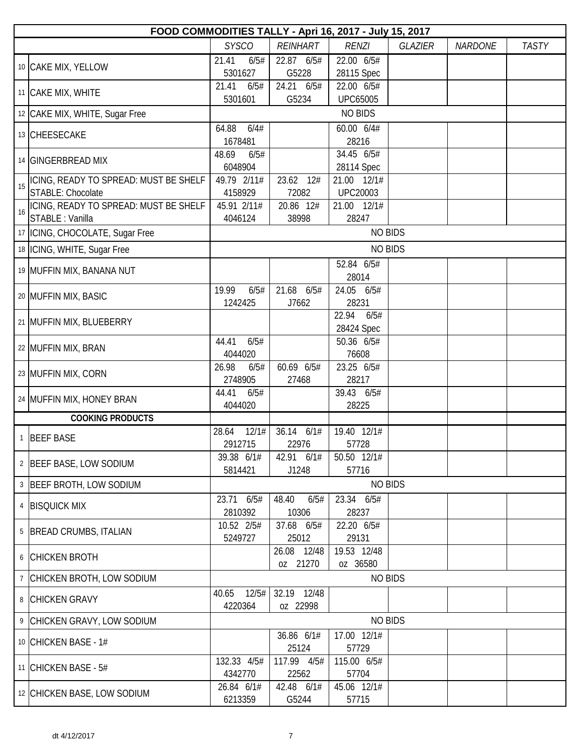| | | SYSCO | REINHART | RENZI | GLAZIER | NARDONE | TASTY |
|---|---|---|---|---|---|---|---|
| | **FOOD COMMODITIES TALLY - Apri 16, 2017 - July 15, 2017** | | | | | | |
| 10 | CAKE MIX, YELLOW | 21.41 6/5# 5301627 | 22.87 6/5# G5228 | 22.00 6/5# 28115 Spec | | | |
| 11 | CAKE MIX, WHITE | 21.41 6/5# 5301601 | 24.21 6/5# G5234 | 22.00 6/5# UPC65005 | | | |
| 12 | CAKE MIX, WHITE, Sugar Free | NO BIDS | | | | | |
| 13 | CHEESECAKE | 64.88 6/4# 1678481 | | 60.00 6/4# 28216 | | | |
| 14 | GINGERBREAD MIX | 48.69 6/5# 6048904 | | 34.45 6/5# 28114 Spec | | | |
| 15 | ICING, READY TO SPREAD: MUST BE SHELF STABLE: Chocolate | 49.79 2/11# 4158929 | 23.62 12# 72082 | 21.00 12/1# UPC20003 | | | |
| 16 | ICING, READY TO SPREAD: MUST BE SHELF STABLE : Vanilla | 45.91 2/11# 4046124 | 20.86 12# 38998 | 21.00 12/1# 28247 | | | |
| 17 | ICING, CHOCOLATE, Sugar Free | NO BIDS | | | | | |
| 18 | ICING, WHITE, Sugar Free | NO BIDS | | | | | |
| 19 | MUFFIN MIX, BANANA NUT | | | 52.84 6/5# 28014 | | | |
| 20 | MUFFIN MIX, BASIC | 19.99 6/5# 1242425 | 21.68 6/5# J7662 | 24.05 6/5# 28231 | | | |
| 21 | MUFFIN MIX, BLUEBERRY | | | 22.94 6/5# 28424 Spec | | | |
| 22 | MUFFIN MIX, BRAN | 44.41 6/5# 4044020 | | 50.36 6/5# 76608 | | | |
| 23 | MUFFIN MIX, CORN | 26.98 6/5# 2748905 | 60.69 6/5# 27468 | 23.25 6/5# 28217 | | | |
| 24 | MUFFIN MIX, HONEY BRAN | 44.41 6/5# 4044020 | | 39.43 6/5# 28225 | | | |
| | **COOKING PRODUCTS** | | | | | | |
| 1 | BEEF BASE | 28.64 12/1# 2912715 | 36.14 6/1# 22976 | 19.40 12/1# 57728 | | | |
| 2 | BEEF BASE, LOW SODIUM | 39.38 6/1# 5814421 | 42.91 6/1# J1248 | 50.50 12/1# 57716 | | | |
| 3 | BEEF BROTH, LOW SODIUM | NO BIDS | | | | | |
| 4 | BISQUICK MIX | 23.71 6/5# 2810392 | 48.40 6/5# 10306 | 23.34 6/5# 28237 | | | |
| 5 | BREAD CRUMBS, ITALIAN | 10.52 2/5# 5249727 | 37.68 6/5# 25012 | 22.20 6/5# 29131 | | | |
| 6 | CHICKEN BROTH | | 26.08 12/48 oz 21270 | 19.53 12/48 oz 36580 | | | |
| 7 | CHICKEN BROTH, LOW SODIUM | NO BIDS | | | | | |
| 8 | CHICKEN GRAVY | 40.65 12/5# 4220364 | 32.19 12/48 oz 22998 | | | | |
| 9 | CHICKEN GRAVY, LOW SODIUM | NO BIDS | | | | | |
| 10 | CHICKEN BASE - 1# | | 36.86 6/1# 25124 | 17.00 12/1# 57729 | | | |
| 11 | CHICKEN BASE - 5# | 132.33 4/5# 4342770 | 117.99 4/5# 22562 | 115.00 6/5# 57704 | | | |
| 12 | CHICKEN BASE, LOW SODIUM | 26.84 6/1# 6213359 | 42.48 6/1# G5244 | 45.06 12/1# 57715 | | | |

dt 4/12/2017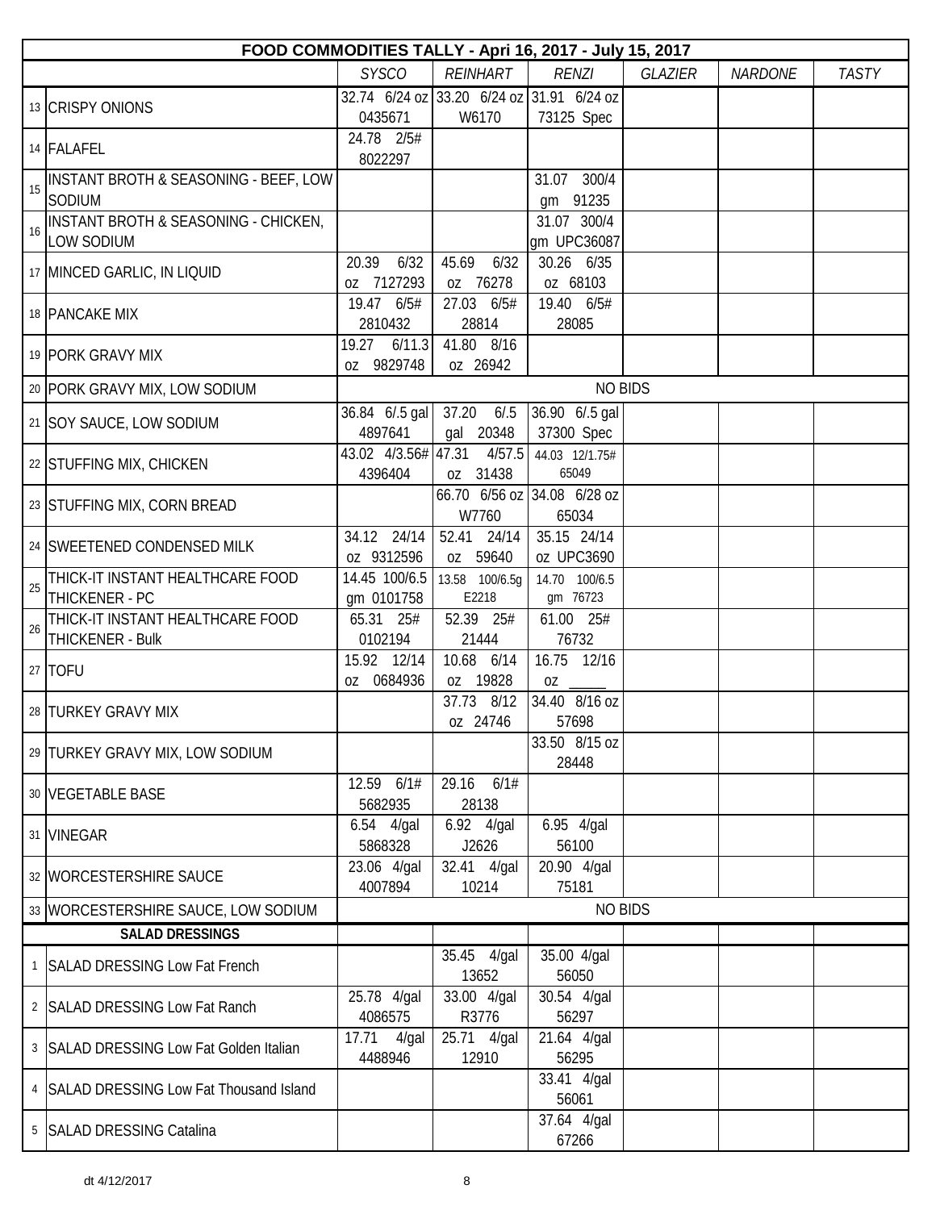| FOOD COMMODITIES TALLY - Apri 16, 2017 - July 15, 2017 | | | | | | | | |
|---|---|---|---|---|---|---|---|---|
| | | *SYSCO* | *REINHART* | *RENZI* | *GLAZIER* | *NARDONE* | *TASTY* |
| 13 | CRISPY ONIONS | 32.74 6/24 oz 0435671 | 33.20 6/24 oz W6170 | 31.91 6/24 oz 73125 Spec | | | |
| 14 | FALAFEL | 24.78 2/5# 8022297 | | | | | |
| 15 | INSTANT BROTH & SEASONING - BEEF, LOW SODIUM | | | 31.07 300/4 gm 91235 | | | |
| 16 | INSTANT BROTH & SEASONING - CHICKEN, LOW SODIUM | | | 31.07 300/4 gm UPC36087 | | | |
| 17 | MINCED GARLIC, IN LIQUID | 20.39 6/32 oz 7127293 | 45.69 6/32 oz 76278 | 30.26 6/35 oz 68103 | | | |
| 18 | PANCAKE MIX | 19.47 6/5# 2810432 | 27.03 6/5# 28814 | 19.40 6/5# 28085 | | | |
| 19 | PORK GRAVY MIX | 19.27 6/11.3 oz 9829748 | 41.80 8/16 oz 26942 | | | | |
| 20 | PORK GRAVY MIX, LOW SODIUM | NO BIDS | | | | | |
| 21 | SOY SAUCE, LOW SODIUM | 36.84 6/.5 gal 4897641 | 37.20 6/.5 gal 20348 | 36.90 6/.5 gal 37300 Spec | | | |
| 22 | STUFFING MIX, CHICKEN | 43.02 4/3.56# 4396404 | 47.31 4/57.5 oz 31438 | 44.03 12/1.75# 65049 | | | |
| 23 | STUFFING MIX, CORN BREAD | | 66.70 6/56 oz W7760 | 34.08 6/28 oz 65034 | | | |
| 24 | SWEETENED CONDENSED MILK | 34.12 24/14 oz 9312596 | 52.41 24/14 oz 59640 | 35.15 24/14 oz UPC3690 | | | |
| 25 | THICK-IT INSTANT HEALTHCARE FOOD THICKENER - PC | 14.45 100/6.5 gm 0101758 | 13.58 100/6.5g E2218 | 14.70 100/6.5 gm 76723 | | | |
| 26 | THICK-IT INSTANT HEALTHCARE FOOD THICKENER - Bulk | 65.31 25# 0102194 | 52.39 25# 21444 | 61.00 25# 76732 | | | |
| 27 | TOFU | 15.92 12/14 oz 0684936 | 10.68 6/14 oz 19828 | 16.75 12/16 oz _____ | | | |
| 28 | TURKEY GRAVY MIX | | 37.73 8/12 oz 24746 | 34.40 8/16 oz 57698 | | | |
| 29 | TURKEY GRAVY MIX, LOW SODIUM | | | 33.50 8/15 oz 28448 | | | |
| 30 | VEGETABLE BASE | 12.59 6/1# 5682935 | 29.16 6/1# 28138 | | | | |
| 31 | VINEGAR | 6.54 4/gal 5868328 | 6.92 4/gal J2626 | 6.95 4/gal 56100 | | | |
| 32 | WORCESTERSHIRE SAUCE | 23.06 4/gal 4007894 | 32.41 4/gal 10214 | 20.90 4/gal 75181 | | | |
| 33 | WORCESTERSHIRE SAUCE, LOW SODIUM | NO BIDS | | | | | |
| | **SALAD DRESSINGS** | | | | | | |
| 1 | SALAD DRESSING Low Fat French | | 35.45 4/gal 13652 | 35.00 4/gal 56050 | | | |
| 2 | SALAD DRESSING Low Fat Ranch | 25.78 4/gal 4086575 | 33.00 4/gal R3776 | 30.54 4/gal 56297 | | | |
| 3 | SALAD DRESSING Low Fat Golden Italian | 17.71 4/gal 4488946 | 25.71 4/gal 12910 | 21.64 4/gal 56295 | | | |
| 4 | SALAD DRESSING Low Fat Thousand Island | | | 33.41 4/gal 56061 | | | |
| 5 | SALAD DRESSING Catalina | | | 37.64 4/gal 67266 | | | |

dt 4/12/2017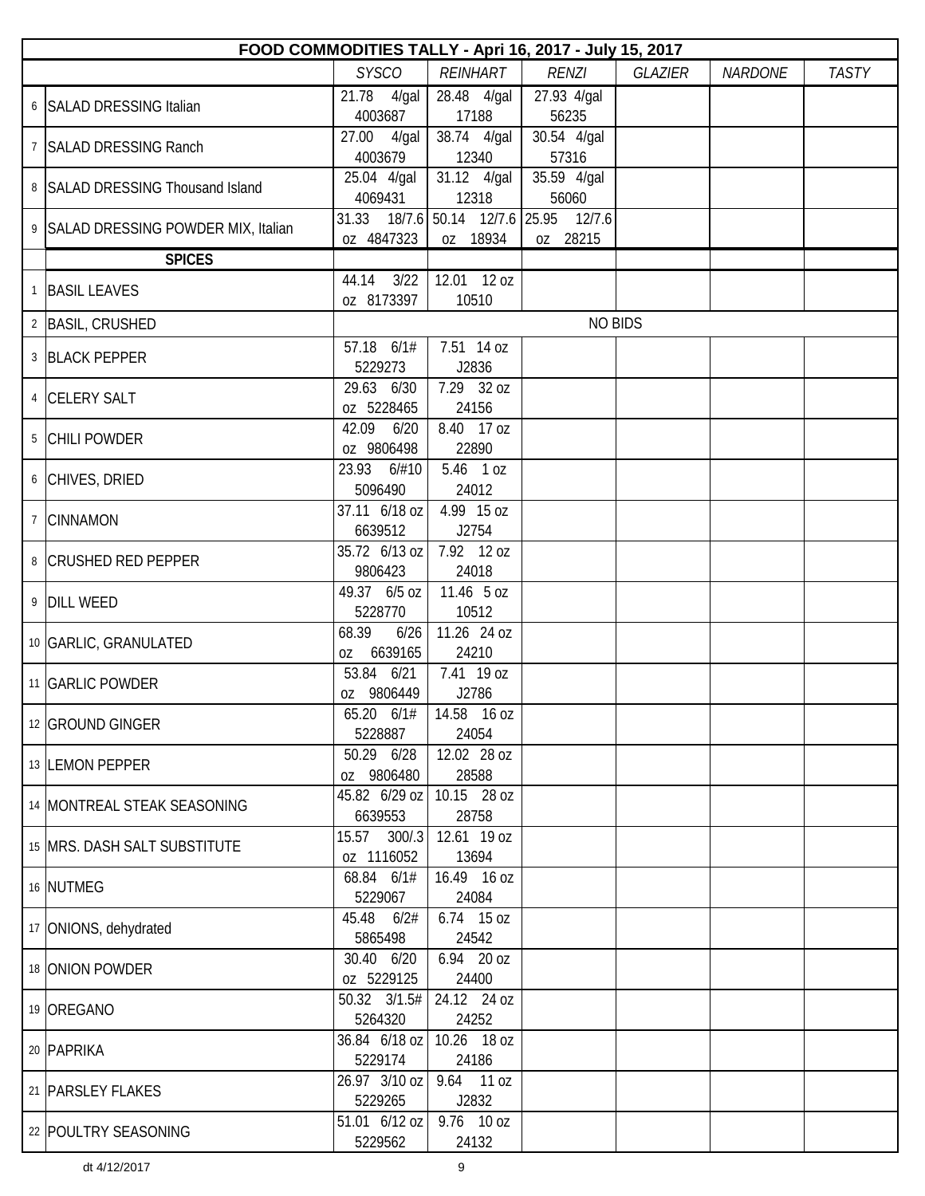| FOOD COMMODITIES TALLY - Apri 16, 2017 - July 15, 2017 | | | | | | | |
|---|---|---|---|---|---|---|---|
| | | *SYSCO* | *REINHART* | *RENZI* | *GLAZIER* | *NARDONE* | *TASTY* |
| 6 | SALAD DRESSING Italian | 21.78 4/gal 4003687 | 28.48 4/gal 17188 | 27.93 4/gal 56235 | | | |
| 7 | SALAD DRESSING Ranch | 27.00 4/gal 4003679 | 38.74 4/gal 12340 | 30.54 4/gal 57316 | | | |
| 8 | SALAD DRESSING Thousand Island | 25.04 4/gal 4069431 | 31.12 4/gal 12318 | 35.59 4/gal 56060 | | | |
| 9 | SALAD DRESSING POWDER MIX, Italian | 31.33 18/7.6 oz 4847323 | 50.14 12/7.6 oz 18934 | 25.95 12/7.6 oz 28215 | | | |
| | **SPICES** | | | | | | |
| 1 | BASIL LEAVES | 44.14 3/22 oz 8173397 | 12.01 12 oz 10510 | | | | |
| 2 | BASIL, CRUSHED | NO BIDS | | | | | |
| 3 | BLACK PEPPER | 57.18 6/1# 5229273 | 7.51 14 oz J2836 | | | | |
| 4 | CELERY SALT | 29.63 6/30 oz 5228465 | 7.29 32 oz 24156 | | | | |
| 5 | CHILI POWDER | 42.09 6/20 oz 9806498 | 8.40 17 oz 22890 | | | | |
| 6 | CHIVES, DRIED | 23.93 6/#10 5096490 | 5.46 1 oz 24012 | | | | |
| 7 | CINNAMON | 37.11 6/18 oz 6639512 | 4.99 15 oz J2754 | | | | |
| 8 | CRUSHED RED PEPPER | 35.72 6/13 oz 9806423 | 7.92 12 oz 24018 | | | | |
| 9 | DILL WEED | 49.37 6/5 oz 5228770 | 11.46 5 oz 10512 | | | | |
| 10 | GARLIC, GRANULATED | 68.39 6/26 oz 6639165 | 11.26 24 oz 24210 | | | | |
| 11 | GARLIC POWDER | 53.84 6/21 oz 9806449 | 7.41 19 oz J2786 | | | | |
| 12 | GROUND GINGER | 65.20 6/1# 5228887 | 14.58 16 oz 24054 | | | | |
| 13 | LEMON PEPPER | 50.29 6/28 oz 9806480 | 12.02 28 oz 28588 | | | | |
| 14 | MONTREAL STEAK SEASONING | 45.82 6/29 oz 6639553 | 10.15 28 oz 28758 | | | | |
| 15 | MRS. DASH SALT SUBSTITUTE | 15.57 300/.3 oz 1116052 | 12.61 19 oz 13694 | | | | |
| 16 | NUTMEG | 68.84 6/1# 5229067 | 16.49 16 oz 24084 | | | | |
| 17 | ONIONS, dehydrated | 45.48 6/2# 5865498 | 6.74 15 oz 24542 | | | | |
| 18 | ONION POWDER | 30.40 6/20 oz 5229125 | 6.94 20 oz 24400 | | | | |
| 19 | OREGANO | 50.32 3/1.5# 5264320 | 24.12 24 oz 24252 | | | | |
| 20 | PAPRIKA | 36.84 6/18 oz 5229174 | 10.26 18 oz 24186 | | | | |
| 21 | PARSLEY FLAKES | 26.97 3/10 oz 5229265 | 9.64 11 oz J2832 | | | | |
| 22 | POULTRY SEASONING | 51.01 6/12 oz 5229562 | 9.76 10 oz 24132 | | | | |

dt 4/12/2017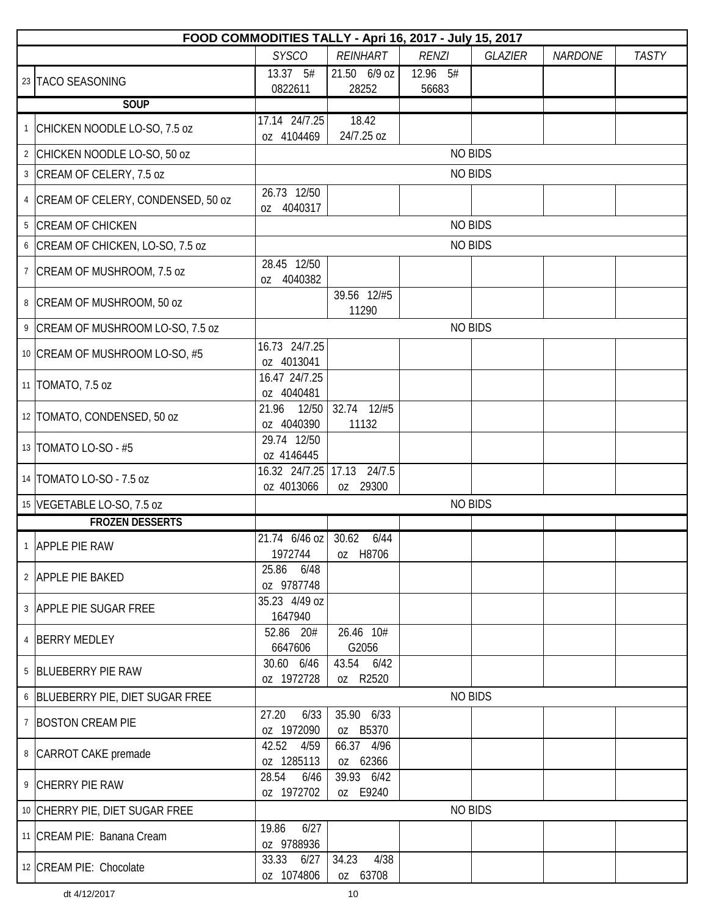| | FOOD COMMODITIES TALLY - Apri 16, 2017 - July 15, 2017 | | | | | | |
|---|---|---|---|---|---|---|---|
| | | *SYSCO* | *REINHART* | *RENZI* | *GLAZIER* | *NARDONE* | *TASTY* |
| 23 | TACO SEASONING | 13.37 5# 0822611 | 21.50 6/9 oz 28252 | 12.96 5# 56683 | | | |
| | **SOUP** | | | | | | |
| 1 | CHICKEN NOODLE LO-SO, 7.5 oz | 17.14 24/7.25 oz 4104469 | 18.42 24/7.25 oz | | | | |
| 2 | CHICKEN NOODLE LO-SO, 50 oz | NO BIDS | | | | | |
| 3 | CREAM OF CELERY, 7.5 oz | NO BIDS | | | | | |
| 4 | CREAM OF CELERY, CONDENSED, 50 oz | 26.73 12/50 oz 4040317 | | | | | |
| 5 | CREAM OF CHICKEN | NO BIDS | | | | | |
| 6 | CREAM OF CHICKEN, LO-SO, 7.5 oz | NO BIDS | | | | | |
| 7 | CREAM OF MUSHROOM, 7.5 oz | 28.45 12/50 oz 4040382 | | | | | |
| 8 | CREAM OF MUSHROOM, 50 oz | | 39.56 12/#5 11290 | | | | |
| 9 | CREAM OF MUSHROOM LO-SO, 7.5 oz | NO BIDS | | | | | |
| 10 | CREAM OF MUSHROOM LO-SO, #5 | 16.73 24/7.25 oz 4013041 | | | | | |
| 11 | TOMATO, 7.5 oz | 16.47 24/7.25 oz 4040481 | | | | | |
| 12 | TOMATO, CONDENSED, 50 oz | 21.96 12/50 oz 4040390 | 32.74 12/#5 11132 | | | | |
| 13 | TOMATO LO-SO - #5 | 29.74 12/50 oz 4146445 | | | | | |
| 14 | TOMATO LO-SO - 7.5 oz | 16.32 24/7.25 oz 4013066 | 17.13 24/7.5 oz 29300 | | | | |
| 15 | VEGETABLE LO-SO, 7.5 oz | NO BIDS | | | | | |
| | **FROZEN DESSERTS** | | | | | | |
| 1 | APPLE PIE RAW | 21.74 6/46 oz 1972744 | 30.62 6/44 oz H8706 | | | | |
| 2 | APPLE PIE BAKED | 25.86 6/48 oz 9787748 | | | | | |
| 3 | APPLE PIE SUGAR FREE | 35.23 4/49 oz 1647940 | | | | | |
| 4 | BERRY MEDLEY | 52.86 20# 6647606 | 26.46 10# G2056 | | | | |
| 5 | BLUEBERRY PIE RAW | 30.60 6/46 oz 1972728 | 43.54 6/42 oz R2520 | | | | |
| 6 | BLUEBERRY PIE, DIET SUGAR FREE | NO BIDS | | | | | |
| 7 | BOSTON CREAM PIE | 27.20 6/33 oz 1972090 | 35.90 6/33 oz B5370 | | | | |
| 8 | CARROT CAKE premade | 42.52 4/59 oz 1285113 | 66.37 4/96 oz 62366 | | | | |
| 9 | CHERRY PIE RAW | 28.54 6/46 oz 1972702 | 39.93 6/42 oz E9240 | | | | |
| 10 | CHERRY PIE, DIET SUGAR FREE | NO BIDS | | | | | |
| 11 | CREAM PIE: Banana Cream | 19.86 6/27 oz 9788936 | | | | | |
| 12 | CREAM PIE: Chocolate | 33.33 6/27 oz 1074806 | 34.23 4/38 oz 63708 | | | | |

dt 4/12/2017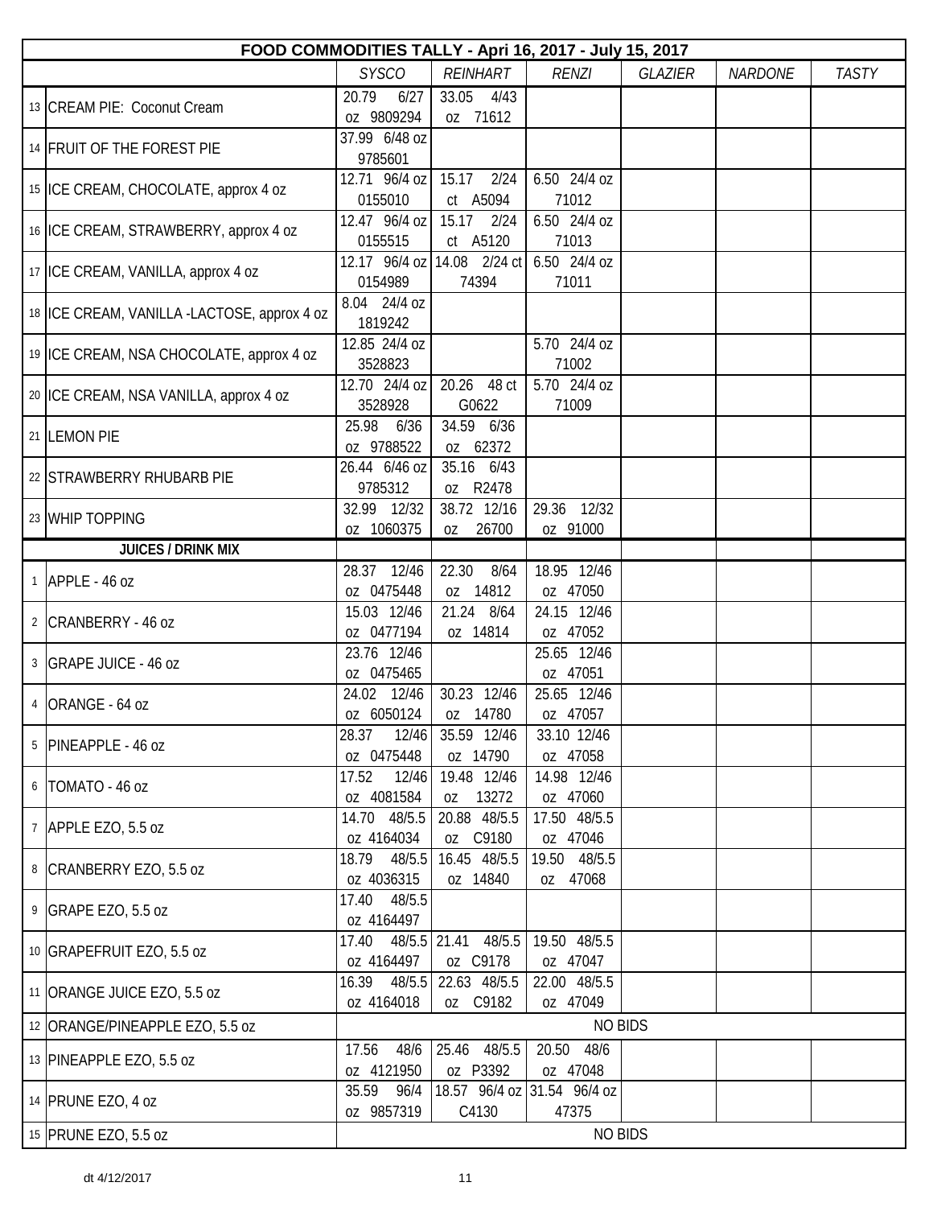| FOOD COMMODITIES TALLY - Apri 16, 2017 - July 15, 2017 | | | | | | | |
|---|---|---|---|---|---|---|---|
| | | *SYSCO* | *REINHART* | *RENZI* | *GLAZIER* | *NARDONE* | *TASTY* |
| 13 | CREAM PIE: Coconut Cream | 20.79 6/27 oz 9809294 | 33.05 4/43 oz 71612 | | | | |
| 14 | FRUIT OF THE FOREST PIE | 37.99 6/48 oz 9785601 | | | | | |
| 15 | ICE CREAM, CHOCOLATE, approx 4 oz | 12.71 96/4 oz 0155010 | 15.17 2/24 ct A5094 | 6.50 24/4 oz 71012 | | | |
| 16 | ICE CREAM, STRAWBERRY, approx 4 oz | 12.47 96/4 oz 0155515 | 15.17 2/24 ct A5120 | 6.50 24/4 oz 71013 | | | |
| 17 | ICE CREAM, VANILLA, approx 4 oz | 12.17 96/4 oz 0154989 | 14.08 2/24 ct 74394 | 6.50 24/4 oz 71011 | | | |
| 18 | ICE CREAM, VANILLA -LACTOSE, approx 4 oz | 8.04 24/4 oz 1819242 | | | | | |
| 19 | ICE CREAM, NSA CHOCOLATE, approx 4 oz | 12.85 24/4 oz 3528823 | | 5.70 24/4 oz 71002 | | | |
| 20 | ICE CREAM, NSA VANILLA, approx 4 oz | 12.70 24/4 oz 3528928 | 20.26 48 ct G0622 | 5.70 24/4 oz 71009 | | | |
| 21 | LEMON PIE | 25.98 6/36 oz 9788522 | 34.59 6/36 oz 62372 | | | | |
| 22 | STRAWBERRY RHUBARB PIE | 26.44 6/46 oz 9785312 | 35.16 6/43 oz R2478 | | | | |
| 23 | WHIP TOPPING | 32.99 12/32 oz 1060375 | 38.72 12/16 oz 26700 | 29.36 12/32 oz 91000 | | | |
| | **JUICES / DRINK MIX** | | | | | | |
| 1 | APPLE - 46 oz | 28.37 12/46 oz 0475448 | 22.30 8/64 oz 14812 | 18.95 12/46 oz 47050 | | | |
| 2 | CRANBERRY - 46 oz | 15.03 12/46 oz 0477194 | 21.24 8/64 oz 14814 | 24.15 12/46 oz 47052 | | | |
| 3 | GRAPE JUICE - 46 oz | 23.76 12/46 oz 0475465 | | 25.65 12/46 oz 47051 | | | |
| 4 | ORANGE - 64 oz | 24.02 12/46 oz 6050124 | 30.23 12/46 oz 14780 | 25.65 12/46 oz 47057 | | | |
| 5 | PINEAPPLE - 46 oz | 28.37 12/46 oz 0475448 | 35.59 12/46 oz 14790 | 33.10 12/46 oz 47058 | | | |
| 6 | TOMATO - 46 oz | 17.52 12/46 oz 4081584 | 19.48 12/46 oz 13272 | 14.98 12/46 oz 47060 | | | |
| 7 | APPLE EZO, 5.5 oz | 14.70 48/5.5 oz 4164034 | 20.88 48/5.5 oz C9180 | 17.50 48/5.5 oz 47046 | | | |
| 8 | CRANBERRY EZO, 5.5 oz | 18.79 48/5.5 oz 4036315 | 16.45 48/5.5 oz 14840 | 19.50 48/5.5 oz 47068 | | | |
| 9 | GRAPE EZO, 5.5 oz | 17.40 48/5.5 oz 4164497 | | | | | |
| 10 | GRAPEFRUIT EZO, 5.5 oz | 17.40 48/5.5 oz 4164497 | 21.41 48/5.5 oz C9178 | 19.50 48/5.5 oz 47047 | | | |
| 11 | ORANGE JUICE EZO, 5.5 oz | 16.39 48/5.5 oz 4164018 | 22.63 48/5.5 oz C9182 | 22.00 48/5.5 oz 47049 | | | |
| 12 | ORANGE/PINEAPPLE EZO, 5.5 oz | NO BIDS | | | | | |
| 13 | PINEAPPLE EZO, 5.5 oz | 17.56 48/6 oz 4121950 | 25.46 48/5.5 oz P3392 | 20.50 48/6 oz 47048 | | | |
| 14 | PRUNE EZO, 4 oz | 35.59 96/4 oz 9857319 | 18.57 96/4 oz C4130 | 31.54 96/4 oz 47375 | | | |
| 15 | PRUNE EZO, 5.5 oz | NO BIDS | | | | | |

dt 4/12/2017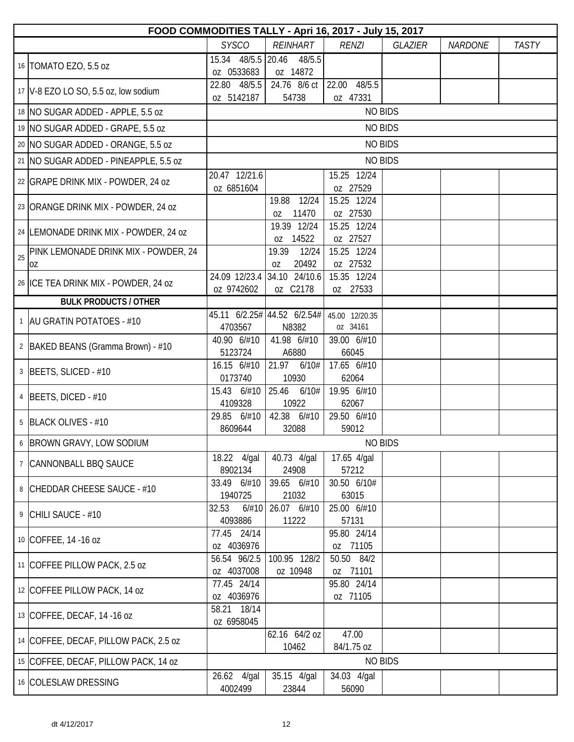| FOOD COMMODITIES TALLY - Apri 16, 2017 - July 15, 2017 | | | | | | | |
|---|---|---|---|---|---|---|---|
| | | *SYSCO* | *REINHART* | *RENZI* | *GLAZIER* | *NARDONE* | *TASTY* |
| 16 | TOMATO EZO, 5.5 oz | 15.34 48/5.5 oz 0533683 | 20.46 48/5.5 oz 14872 | | | | |
| 17 | V-8 EZO LO SO, 5.5 oz, low sodium | 22.80 48/5.5 oz 5142187 | 24.76 8/6 ct 54738 | 22.00 48/5.5 oz 47331 | | | |
| 18 | NO SUGAR ADDED - APPLE, 5.5 oz | NO BIDS | | | | | |
| 19 | NO SUGAR ADDED - GRAPE, 5.5 oz | NO BIDS | | | | | |
| 20 | NO SUGAR ADDED - ORANGE, 5.5 oz | NO BIDS | | | | | |
| 21 | NO SUGAR ADDED - PINEAPPLE, 5.5 oz | NO BIDS | | | | | |
| 22 | GRAPE DRINK MIX - POWDER, 24 oz | 20.47 12/21.6 oz 6851604 | | 15.25 12/24 oz 27529 | | | |
| 23 | ORANGE DRINK MIX - POWDER, 24 oz | | 19.88 12/24 oz 11470 | 15.25 12/24 oz 27530 | | | |
| 24 | LEMONADE DRINK MIX - POWDER, 24 oz | | 19.39 12/24 oz 14522 | 15.25 12/24 oz 27527 | | | |
| 25 | PINK LEMONADE DRINK MIX - POWDER, 24 oz | | 19.39 12/24 oz 20492 | 15.25 12/24 oz 27532 | | | |
| 26 | ICE TEA DRINK MIX - POWDER, 24 oz | 24.09 12/23.4 oz 9742602 | 34.10 24/10.6 oz C2178 | 15.35 12/24 oz 27533 | | | |
| | **BULK PRODUCTS / OTHER** | | | | | | |
| 1 | AU GRATIN POTATOES - #10 | 45.11 6/2.25# 4703567 | 44.52 6/2.54# N8382 | 45.00 12/20.35 oz 34161 | | | |
| 2 | BAKED BEANS (Gramma Brown) - #10 | 40.90 6/#10 5123724 | 41.98 6/#10 A6880 | 39.00 6/#10 66045 | | | |
| 3 | BEETS, SLICED - #10 | 16.15 6/#10 0173740 | 21.97 6/10# 10930 | 17.65 6/#10 62064 | | | |
| 4 | BEETS, DICED - #10 | 15.43 6/#10 4109328 | 25.46 6/10# 10922 | 19.95 6/#10 62067 | | | |
| 5 | BLACK OLIVES - #10 | 29.85 6/#10 8609644 | 42.38 6/#10 32088 | 29.50 6/#10 59012 | | | |
| 6 | BROWN GRAVY, LOW SODIUM | NO BIDS | | | | | |
| 7 | CANNONBALL BBQ SAUCE | 18.22 4/gal 8902134 | 40.73 4/gal 24908 | 17.65 4/gal 57212 | | | |
| 8 | CHEDDAR CHEESE SAUCE - #10 | 33.49 6/#10 1940725 | 39.65 6/#10 21032 | 30.50 6/10# 63015 | | | |
| 9 | CHILI SAUCE - #10 | 32.53 6/#10 4093886 | 26.07 6/#10 11222 | 25.00 6/#10 57131 | | | |
| 10 | COFFEE, 14 -16 oz | 77.45 24/14 oz 4036976 | | 95.80 24/14 oz 71105 | | | |
| 11 | COFFEE PILLOW PACK, 2.5 oz | 56.54 96/2.5 oz 4037008 | 100.95 128/2 oz 10948 | 50.50 84/2 oz 71101 | | | |
| 12 | COFFEE PILLOW PACK, 14 oz | 77.45 24/14 oz 4036976 | | 95.80 24/14 oz 71105 | | | |
| 13 | COFFEE, DECAF, 14 -16 oz | 58.21 18/14 oz 6958045 | | | | | |
| 14 | COFFEE, DECAF, PILLOW PACK, 2.5 oz | | 62.16 64/2 oz 10462 | 47.00 84/1.75 oz | | | |
| 15 | COFFEE, DECAF, PILLOW PACK, 14 oz | NO BIDS | | | | | |
| 16 | COLESLAW DRESSING | 26.62 4/gal 4002499 | 35.15 4/gal 23844 | 34.03 4/gal 56090 | | | |

dt 4/12/2017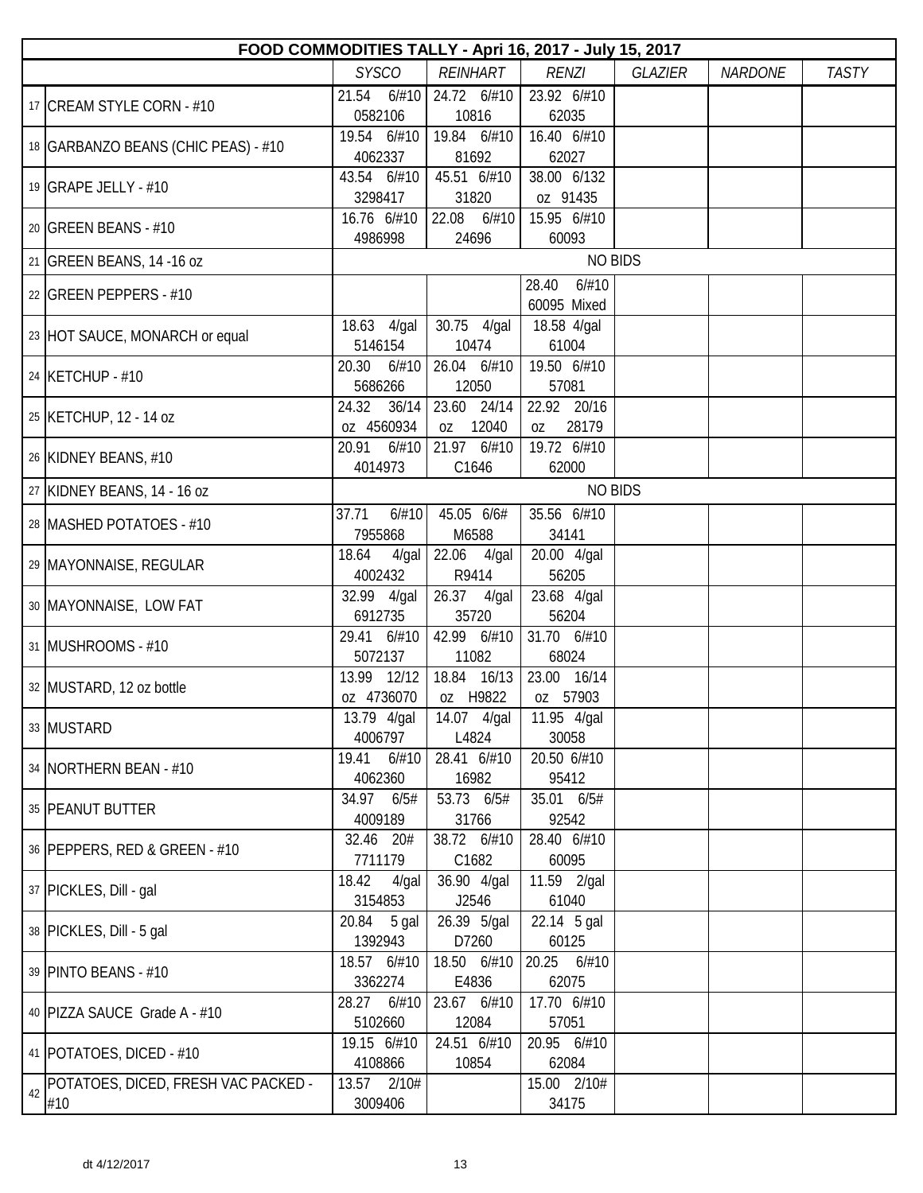| | FOOD COMMODITIES TALLY - Apri 16, 2017 - July 15, 2017 | | | | | | |
|---|---|---|---|---|---|---|---|
| | | *SYSCO* | *REINHART* | *RENZI* | *GLAZIER* | *NARDONE* | *TASTY* |
| 17 | CREAM STYLE CORN - #10 | 21.54 6/#10 0582106 | 24.72 6/#10 10816 | 23.92 6/#10 62035 | | | |
| 18 | GARBANZO BEANS (CHIC PEAS) - #10 | 19.54 6/#10 4062337 | 19.84 6/#10 81692 | 16.40 6/#10 62027 | | | |
| 19 | GRAPE JELLY - #10 | 43.54 6/#10 3298417 | 45.51 6/#10 31820 | 38.00 6/132 oz 91435 | | | |
| 20 | GREEN BEANS - #10 | 16.76 6/#10 4986998 | 22.08 6/#10 24696 | 15.95 6/#10 60093 | | | |
| 21 | GREEN BEANS, 14 -16 oz | NO BIDS | | | | | |
| 22 | GREEN PEPPERS - #10 | | | 28.40 6/#10 60095 Mixed | | | |
| 23 | HOT SAUCE, MONARCH or equal | 18.63 4/gal 5146154 | 30.75 4/gal 10474 | 18.58 4/gal 61004 | | | |
| 24 | KETCHUP - #10 | 20.30 6/#10 5686266 | 26.04 6/#10 12050 | 19.50 6/#10 57081 | | | |
| 25 | KETCHUP, 12 - 14 oz | 24.32 36/14 oz 4560934 | 23.60 24/14 oz 12040 | 22.92 20/16 oz 28179 | | | |
| 26 | KIDNEY BEANS, #10 | 20.91 6/#10 4014973 | 21.97 6/#10 C1646 | 19.72 6/#10 62000 | | | |
| 27 | KIDNEY BEANS, 14 - 16 oz | NO BIDS | | | | | |
| 28 | MASHED POTATOES - #10 | 37.71 6/#10 7955868 | 45.05 6/6# M6588 | 35.56 6/#10 34141 | | | |
| 29 | MAYONNAISE, REGULAR | 18.64 4/gal 4002432 | 22.06 4/gal R9414 | 20.00 4/gal 56205 | | | |
| 30 | MAYONNAISE, LOW FAT | 32.99 4/gal 6912735 | 26.37 4/gal 35720 | 23.68 4/gal 56204 | | | |
| 31 | MUSHROOMS - #10 | 29.41 6/#10 5072137 | 42.99 6/#10 11082 | 31.70 6/#10 68024 | | | |
| 32 | MUSTARD, 12 oz bottle | 13.99 12/12 oz 4736070 | 18.84 16/13 oz H9822 | 23.00 16/14 oz 57903 | | | |
| 33 | MUSTARD | 13.79 4/gal 4006797 | 14.07 4/gal L4824 | 11.95 4/gal 30058 | | | |
| 34 | NORTHERN BEAN - #10 | 19.41 6/#10 4062360 | 28.41 6/#10 16982 | 20.50 6/#10 95412 | | | |
| 35 | PEANUT BUTTER | 34.97 6/5# 4009189 | 53.73 6/5# 31766 | 35.01 6/5# 92542 | | | |
| 36 | PEPPERS, RED & GREEN - #10 | 32.46 20# 7711179 | 38.72 6/#10 C1682 | 28.40 6/#10 60095 | | | |
| 37 | PICKLES, Dill - gal | 18.42 4/gal 3154853 | 36.90 4/gal J2546 | 11.59 2/gal 61040 | | | |
| 38 | PICKLES, Dill - 5 gal | 20.84 5 gal 1392943 | 26.39 5/gal D7260 | 22.14 5 gal 60125 | | | |
| 39 | PINTO BEANS - #10 | 18.57 6/#10 3362274 | 18.50 6/#10 E4836 | 20.25 6/#10 62075 | | | |
| 40 | PIZZA SAUCE Grade A - #10 | 28.27 6/#10 5102660 | 23.67 6/#10 12084 | 17.70 6/#10 57051 | | | |
| 41 | POTATOES, DICED - #10 | 19.15 6/#10 4108866 | 24.51 6/#10 10854 | 20.95 6/#10 62084 | | | |
| 42 | POTATOES, DICED, FRESH VAC PACKED - #10 | 13.57 2/10# 3009406 | | 15.00 2/10# 34175 | | | |

dt 4/12/2017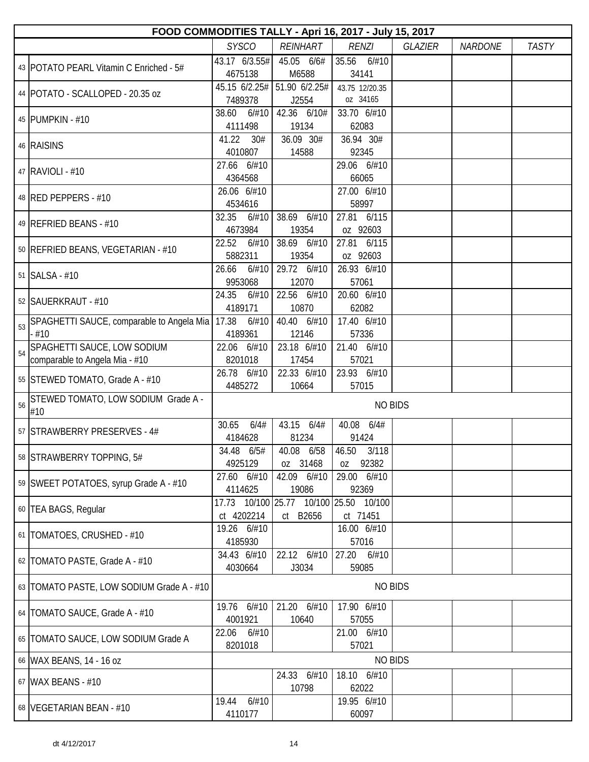| | FOOD COMMODITIES TALLY - Apri 16, 2017 - July 15, 2017 | | | | | | |
|---|---|---|---|---|---|---|---|
| | | *SYSCO* | *REINHART* | *RENZI* | *GLAZIER* | *NARDONE* | *TASTY* |
| 43 | POTATO PEARL Vitamin C Enriched - 5# | 43.17 6/3.55# 4675138 | 45.05 6/6# M6588 | 35.56 6/#10 34141 | | | |
| 44 | POTATO - SCALLOPED - 20.35 oz | 45.15 6/2.25# 7489378 | 51.90 6/2.25# J2554 | 43.75 12/20.35 oz 34165 | | | |
| 45 | PUMPKIN - #10 | 38.60 6/#10 4111498 | 42.36 6/10# 19134 | 33.70 6/#10 62083 | | | |
| 46 | RAISINS | 41.22 30# 4010807 | 36.09 30# 14588 | 36.94 30# 92345 | | | |
| 47 | RAVIOLI - #10 | 27.66 6/#10 4364568 | | 29.06 6/#10 66065 | | | |
| 48 | RED PEPPERS - #10 | 26.06 6/#10 4534616 | | 27.00 6/#10 58997 | | | |
| 49 | REFRIED BEANS - #10 | 32.35 6/#10 4673984 | 38.69 6/#10 19354 | 27.81 6/115 oz 92603 | | | |
| 50 | REFRIED BEANS, VEGETARIAN - #10 | 22.52 6/#10 5882311 | 38.69 6/#10 19354 | 27.81 6/115 oz 92603 | | | |
| 51 | SALSA - #10 | 26.66 6/#10 9953068 | 29.72 6/#10 12070 | 26.93 6/#10 57061 | | | |
| 52 | SAUERKRAUT - #10 | 24.35 6/#10 4189171 | 22.56 6/#10 10870 | 20.60 6/#10 62082 | | | |
| 53 | SPAGHETTI SAUCE, comparable to Angela Mia - #10 | 17.38 6/#10 4189361 | 40.40 6/#10 12146 | 17.40 6/#10 57336 | | | |
| 54 | SPAGHETTI SAUCE, LOW SODIUM comparable to Angela Mia - #10 | 22.06 6/#10 8201018 | 23.18 6/#10 17454 | 21.40 6/#10 57021 | | | |
| 55 | STEWED TOMATO, Grade A - #10 | 26.78 6/#10 4485272 | 22.33 6/#10 10664 | 23.93 6/#10 57015 | | | |
| 56 | STEWED TOMATO, LOW SODIUM Grade A - #10 | NO BIDS | | | | | |
| 57 | STRAWBERRY PRESERVES - 4# | 30.65 6/4# 4184628 | 43.15 6/4# 81234 | 40.08 6/4# 91424 | | | |
| 58 | STRAWBERRY TOPPING, 5# | 34.48 6/5# 4925129 | 40.08 6/58 oz 31468 | 46.50 3/118 oz 92382 | | | |
| 59 | SWEET POTATOES, syrup Grade A - #10 | 27.60 6/#10 4114625 | 42.09 6/#10 19086 | 29.00 6/#10 92369 | | | |
| 60 | TEA BAGS, Regular | 17.73 10/100 ct 4202214 | 25.77 10/100 ct B2656 | 25.50 10/100 ct 71451 | | | |
| 61 | TOMATOES, CRUSHED - #10 | 19.26 6/#10 4185930 | | 16.00 6/#10 57016 | | | |
| 62 | TOMATO PASTE, Grade A - #10 | 34.43 6/#10 4030664 | 22.12 6/#10 J3034 | 27.20 6/#10 59085 | | | |
| 63 | TOMATO PASTE, LOW SODIUM Grade A - #10 | NO BIDS | | | | | |
| 64 | TOMATO SAUCE, Grade A - #10 | 19.76 6/#10 4001921 | 21.20 6/#10 10640 | 17.90 6/#10 57055 | | | |
| 65 | TOMATO SAUCE, LOW SODIUM Grade A | 22.06 6/#10 8201018 | | 21.00 6/#10 57021 | | | |
| 66 | WAX BEANS, 14 - 16 oz | NO BIDS | | | | | |
| 67 | WAX BEANS - #10 | | 24.33 6/#10 10798 | 18.10 6/#10 62022 | | | |
| 68 | VEGETARIAN BEAN - #10 | 19.44 6/#10 4110177 | | 19.95 6/#10 60097 | | | |

dt 4/12/2017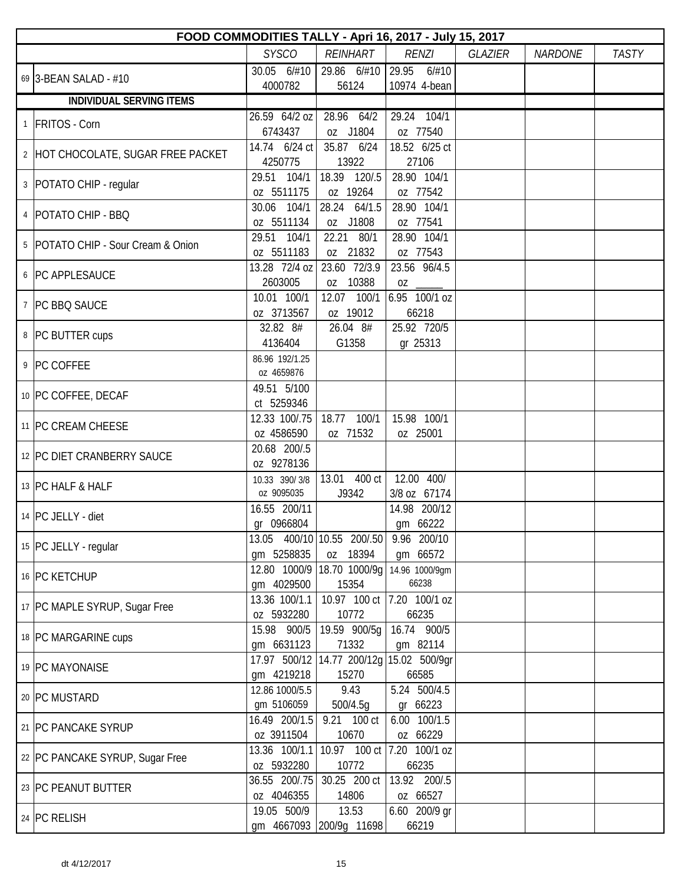| FOOD COMMODITIES TALLY - Apri 16, 2017 - July 15, 2017 | | | | | | | |
|---|---|---|---|---|---|---|---|
| | | *SYSCO* | *REINHART* | *RENZI* | *GLAZIER* | *NARDONE* | *TASTY* |
| 69 | 3-BEAN SALAD - #10 | 30.05 6/#10 4000782 | 29.86 6/#10 56124 | 29.95 6/#10 10974 4-bean | | | |
| | **INDIVIDUAL SERVING ITEMS** | | | | | | |
| 1 | FRITOS - Corn | 26.59 64/2 oz 6743437 | 28.96 64/2 oz J1804 | 29.24 104/1 oz 77540 | | | |
| 2 | HOT CHOCOLATE, SUGAR FREE PACKET | 14.74 6/24 ct 4250775 | 35.87 6/24 13922 | 18.52 6/25 ct 27106 | | | |
| 3 | POTATO CHIP - regular | 29.51 104/1 oz 5511175 | 18.39 120/.5 oz 19264 | 28.90 104/1 oz 77542 | | | |
| 4 | POTATO CHIP - BBQ | 30.06 104/1 oz 5511134 | 28.24 64/1.5 oz J1808 | 28.90 104/1 oz 77541 | | | |
| 5 | POTATO CHIP - Sour Cream & Onion | 29.51 104/1 oz 5511183 | 22.21 80/1 oz 21832 | 28.90 104/1 oz 77543 | | | |
| 6 | PC APPLESAUCE | 13.28 72/4 oz 2603005 | 23.60 72/3.9 oz 10388 | 23.56 96/4.5 oz _____ | | | |
| 7 | PC BBQ SAUCE | 10.01 100/1 oz 3713567 | 12.07 100/1 oz 19012 | 6.95 100/1 oz 66218 | | | |
| 8 | PC BUTTER cups | 32.82 8# 4136404 | 26.04 8# G1358 | 25.92 720/5 gr 25313 | | | |
| 9 | PC COFFEE | 86.96 192/1.25 oz 4659876 | | | | | |
| 10 | PC COFFEE, DECAF | 49.51 5/100 ct 5259346 | | | | | |
| 11 | PC CREAM CHEESE | 12.33 100/.75 oz 4586590 | 18.77 100/1 oz 71532 | 15.98 100/1 oz 25001 | | | |
| 12 | PC DIET CRANBERRY SAUCE | 20.68 200/.5 oz 9278136 | | | | | |
| 13 | PC HALF & HALF | 10.33 390/ 3/8 oz 9095035 | 13.01 400 ct J9342 | 12.00 400/ 3/8 oz 67174 | | | |
| 14 | PC JELLY - diet | 16.55 200/11 gr 0966804 | | 14.98 200/12 gm 66222 | | | |
| 15 | PC JELLY - regular | 13.05 400/10 gm 5258835 | 10.55 200/.50 oz 18394 | 9.96 200/10 gm 66572 | | | |
| 16 | PC KETCHUP | 12.80 1000/9 gm 4029500 | 18.70 1000/9g 15354 | 14.96 1000/9gm 66238 | | | |
| 17 | PC MAPLE SYRUP, Sugar Free | 13.36 100/1.1 oz 5932280 | 10.97 100 ct 10772 | 7.20 100/1 oz 66235 | | | |
| 18 | PC MARGARINE cups | 15.98 900/5 gm 6631123 | 19.59 900/5g 71332 | 16.74 900/5 gm 82114 | | | |
| 19 | PC MAYONAISE | 17.97 500/12 gm 4219218 | 14.77 200/12g 15270 | 15.02 500/9gr 66585 | | | |
| 20 | PC MUSTARD | 12.86 1000/5.5 gm 5106059 | 9.43 500/4.5g | 5.24 500/4.5 gr 66223 | | | |
| 21 | PC PANCAKE SYRUP | 16.49 200/1.5 oz 3911504 | 9.21 100 ct 10670 | 6.00 100/1.5 oz 66229 | | | |
| 22 | PC PANCAKE SYRUP, Sugar Free | 13.36 100/1.1 oz 5932280 | 10.97 100 ct 10772 | 7.20 100/1 oz 66235 | | | |
| 23 | PC PEANUT BUTTER | 36.55 200/.75 oz 4046355 | 30.25 200 ct 14806 | 13.92 200/.5 oz 66527 | | | |
| 24 | PC RELISH | 19.05 500/9 gm 4667093 | 13.53 200/9g 11698 | 6.60 200/9 gr 66219 | | | |

dt 4/12/2017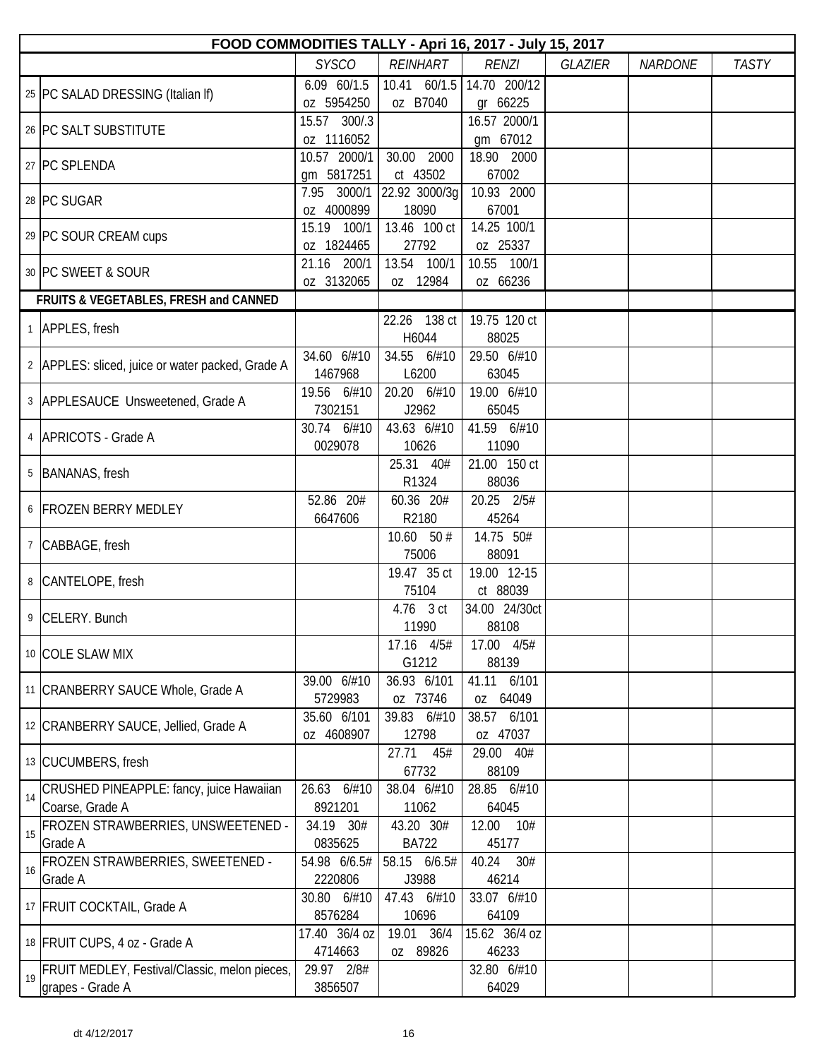| FOOD COMMODITIES TALLY - Apri 16, 2017 - July 15, 2017 | | | | | | | |
|---|---|---|---|---|---|---|---|
| | | *SYSCO* | *REINHART* | *RENZI* | *GLAZIER* | *NARDONE* | *TASTY* |
| 25 | PC SALAD DRESSING (Italian lf) | 6.09 60/1.5 oz 5954250 | 10.41 60/1.5 oz B7040 | 14.70 200/12 gr 66225 | | | |
| 26 | PC SALT SUBSTITUTE | 15.57 300/.3 oz 1116052 | | 16.57 2000/1 gm 67012 | | | |
| 27 | PC SPLENDA | 10.57 2000/1 gm 5817251 | 30.00 2000 ct 43502 | 18.90 2000 67002 | | | |
| 28 | PC SUGAR | 7.95 3000/1 oz 4000899 | 22.92 3000/3g 18090 | 10.93 2000 67001 | | | |
| 29 | PC SOUR CREAM cups | 15.19 100/1 oz 1824465 | 13.46 100 ct 27792 | 14.25 100/1 oz 25337 | | | |
| 30 | PC SWEET & SOUR | 21.16 200/1 oz 3132065 | 13.54 100/1 oz 12984 | 10.55 100/1 oz 66236 | | | |
| | **FRUITS & VEGETABLES, FRESH and CANNED** | | | | | | |
| 1 | APPLES, fresh | | 22.26 138 ct H6044 | 19.75 120 ct 88025 | | | |
| 2 | APPLES: sliced, juice or water packed, Grade A | 34.60 6/#10 1467968 | 34.55 6/#10 L6200 | 29.50 6/#10 63045 | | | |
| 3 | APPLESAUCE Unsweetened, Grade A | 19.56 6/#10 7302151 | 20.20 6/#10 J2962 | 19.00 6/#10 65045 | | | |
| 4 | APRICOTS - Grade A | 30.74 6/#10 0029078 | 43.63 6/#10 10626 | 41.59 6/#10 11090 | | | |
| 5 | BANANAS, fresh | | 25.31 40# R1324 | 21.00 150 ct 88036 | | | |
| 6 | FROZEN BERRY MEDLEY | 52.86 20# 6647606 | 60.36 20# R2180 | 20.25 2/5# 45264 | | | |
| 7 | CABBAGE, fresh | | 10.60 50 # 75006 | 14.75 50# 88091 | | | |
| 8 | CANTELOPE, fresh | | 19.47 35 ct 75104 | 19.00 12-15 ct 88039 | | | |
| 9 | CELERY. Bunch | | 4.76 3 ct 11990 | 34.00 24/30ct 88108 | | | |
| 10 | COLE SLAW MIX | | 17.16 4/5# G1212 | 17.00 4/5# 88139 | | | |
| 11 | CRANBERRY SAUCE Whole, Grade A | 39.00 6/#10 5729983 | 36.93 6/101 oz 73746 | 41.11 6/101 oz 64049 | | | |
| 12 | CRANBERRY SAUCE, Jellied, Grade A | 35.60 6/101 oz 4608907 | 39.83 6/#10 12798 | 38.57 6/101 oz 47037 | | | |
| 13 | CUCUMBERS, fresh | | 27.71 45# 67732 | 29.00 40# 88109 | | | |
| 14 | CRUSHED PINEAPPLE: fancy, juice Hawaiian Coarse, Grade A | 26.63 6/#10 8921201 | 38.04 6/#10 11062 | 28.85 6/#10 64045 | | | |
| 15 | FROZEN STRAWBERRIES, UNSWEETENED - Grade A | 34.19 30# 0835625 | 43.20 30# BA722 | 12.00 10# 45177 | | | |
| 16 | FROZEN STRAWBERRIES, SWEETENED - Grade A | 54.98 6/6.5# 2220806 | 58.15 6/6.5# J3988 | 40.24 30# 46214 | | | |
| 17 | FRUIT COCKTAIL, Grade A | 30.80 6/#10 8576284 | 47.43 6/#10 10696 | 33.07 6/#10 64109 | | | |
| 18 | FRUIT CUPS, 4 oz - Grade A | 17.40 36/4 oz 4714663 | 19.01 36/4 oz 89826 | 15.62 36/4 oz 46233 | | | |
| 19 | FRUIT MEDLEY, Festival/Classic, melon pieces, grapes - Grade A | 29.97 2/8# 3856507 | | 32.80 6/#10 64029 | | | |

dt 4/12/2017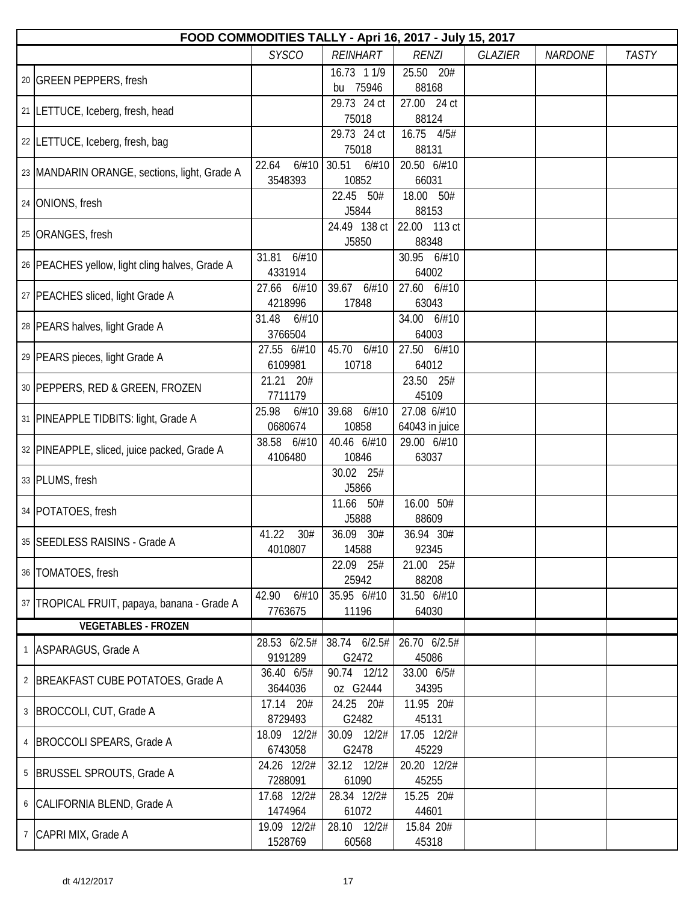| FOOD COMMODITIES TALLY - Apri 16, 2017 - July 15, 2017 | | | | | | | | |
|---|---|---|---|---|---|---|---|---|
| | | SYSCO | REINHART | RENZI | GLAZIER | NARDONE | TASTY |
| 20 | GREEN PEPPERS, fresh | | 16.73 1 1/9 bu 75946 | 25.50 20# 88168 | | | |
| 21 | LETTUCE, Iceberg, fresh, head | | 29.73 24 ct 75018 | 27.00 24 ct 88124 | | | |
| 22 | LETTUCE, Iceberg, fresh, bag | | 29.73 24 ct 75018 | 16.75 4/5# 88131 | | | |
| 23 | MANDARIN ORANGE, sections, light, Grade A | 22.64 6/#10 3548393 | 30.51 6/#10 10852 | 20.50 6/#10 66031 | | | |
| 24 | ONIONS, fresh | | 22.45 50# J5844 | 18.00 50# 88153 | | | |
| 25 | ORANGES, fresh | | 24.49 138 ct J5850 | 22.00 113 ct 88348 | | | |
| 26 | PEACHES yellow, light cling halves, Grade A | 31.81 6/#10 4331914 | | 30.95 6/#10 64002 | | | |
| 27 | PEACHES sliced, light Grade A | 27.66 6/#10 4218996 | 39.67 6/#10 17848 | 27.60 6/#10 63043 | | | |
| 28 | PEARS halves, light Grade A | 31.48 6/#10 3766504 | | 34.00 6/#10 64003 | | | |
| 29 | PEARS pieces, light Grade A | 27.55 6/#10 6109981 | 45.70 6/#10 10718 | 27.50 6/#10 64012 | | | |
| 30 | PEPPERS, RED & GREEN, FROZEN | 21.21 20# 7711179 | | 23.50 25# 45109 | | | |
| 31 | PINEAPPLE TIDBITS: light, Grade A | 25.98 6/#10 0680674 | 39.68 6/#10 10858 | 27.08 6/#10 64043 in juice | | | |
| 32 | PINEAPPLE, sliced, juice packed, Grade A | 38.58 6/#10 4106480 | 40.46 6/#10 10846 | 29.00 6/#10 63037 | | | |
| 33 | PLUMS, fresh | | 30.02 25# J5866 | | | | |
| 34 | POTATOES, fresh | | 11.66 50# J5888 | 16.00 50# 88609 | | | |
| 35 | SEEDLESS RAISINS - Grade A | 41.22 30# 4010807 | 36.09 30# 14588 | 36.94 30# 92345 | | | |
| 36 | TOMATOES, fresh | | 22.09 25# 25942 | 21.00 25# 88208 | | | |
| 37 | TROPICAL FRUIT, papaya, banana - Grade A | 42.90 6/#10 7763675 | 35.95 6/#10 11196 | 31.50 6/#10 64030 | | | |
| | **VEGETABLES - FROZEN** | | | | | | |
| 1 | ASPARAGUS, Grade A | 28.53 6/2.5# 9191289 | 38.74 6/2.5# G2472 | 26.70 6/2.5# 45086 | | | |
| 2 | BREAKFAST CUBE POTATOES, Grade A | 36.40 6/5# 3644036 | 90.74 12/12 oz G2444 | 33.00 6/5# 34395 | | | |
| 3 | BROCCOLI, CUT, Grade A | 17.14 20# 8729493 | 24.25 20# G2482 | 11.95 20# 45131 | | | |
| 4 | BROCCOLI SPEARS, Grade A | 18.09 12/2# 6743058 | 30.09 12/2# G2478 | 17.05 12/2# 45229 | | | |
| 5 | BRUSSEL SPROUTS, Grade A | 24.26 12/2# 7288091 | 32.12 12/2# 61090 | 20.20 12/2# 45255 | | | |
| 6 | CALIFORNIA BLEND, Grade A | 17.68 12/2# 1474964 | 28.34 12/2# 61072 | 15.25 20# 44601 | | | |
| 7 | CAPRI MIX, Grade A | 19.09 12/2# 1528769 | 28.10 12/2# 60568 | 15.84 20# 45318 | | | |

dt 4/12/2017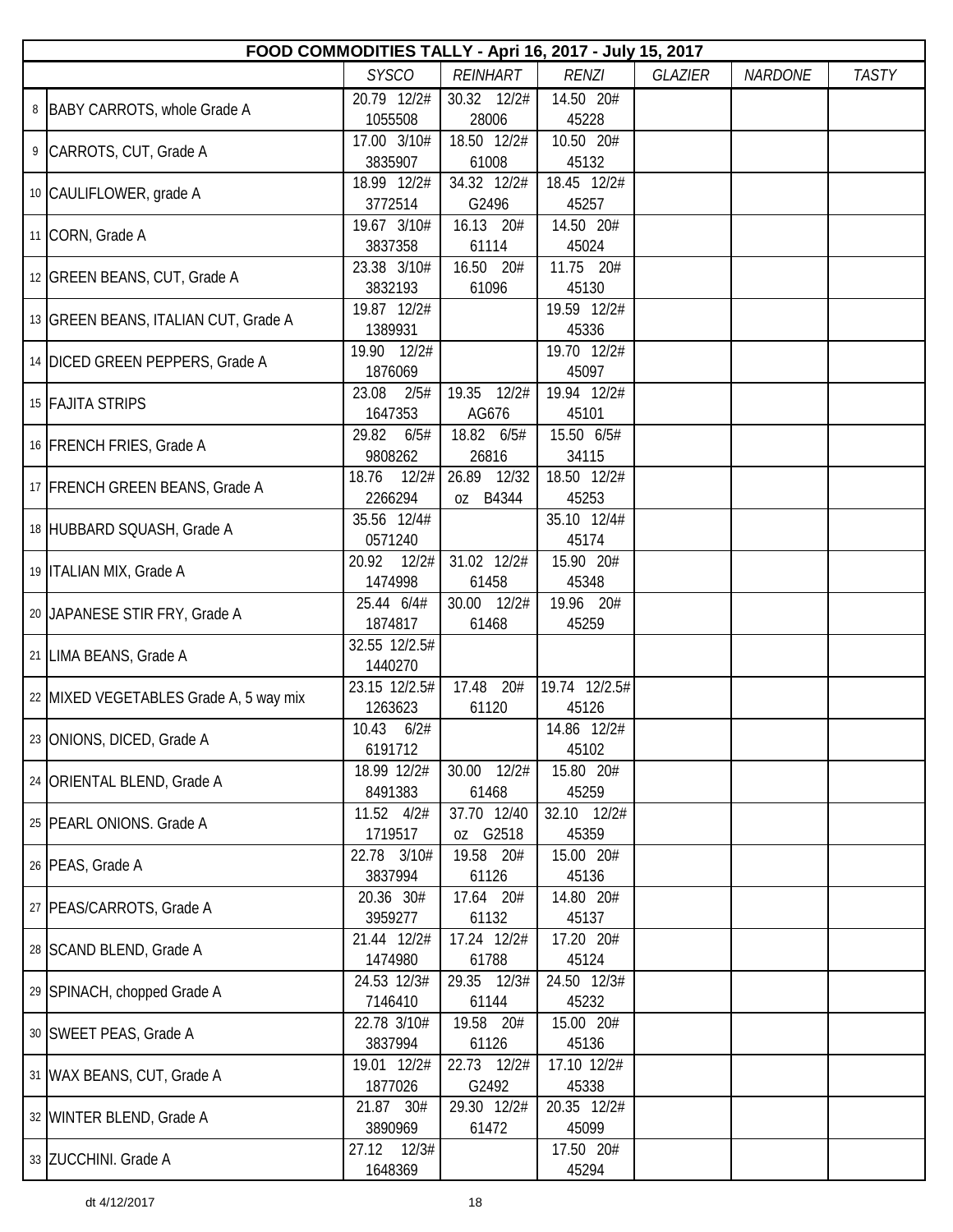| FOOD COMMODITIES TALLY - Apri 16, 2017 - July 15, 2017 | | | | | | | |
|---|---|---|---|---|---|---|---|
| | | *SYSCO* | *REINHART* | *RENZI* | *GLAZIER* | *NARDONE* | *TASTY* |
| 8 | BABY CARROTS, whole Grade A | 20.79 12/2# 1055508 | 30.32 12/2# 28006 | 14.50 20# 45228 | | | |
| 9 | CARROTS, CUT, Grade A | 17.00 3/10# 3835907 | 18.50 12/2# 61008 | 10.50 20# 45132 | | | |
| 10 | CAULIFLOWER, grade A | 18.99 12/2# 3772514 | 34.32 12/2# G2496 | 18.45 12/2# 45257 | | | |
| 11 | CORN, Grade A | 19.67 3/10# 3837358 | 16.13 20# 61114 | 14.50 20# 45024 | | | |
| 12 | GREEN BEANS, CUT, Grade A | 23.38 3/10# 3832193 | 16.50 20# 61096 | 11.75 20# 45130 | | | |
| 13 | GREEN BEANS, ITALIAN CUT, Grade A | 19.87 12/2# 1389931 | | 19.59 12/2# 45336 | | | |
| 14 | DICED GREEN PEPPERS, Grade A | 19.90 12/2# 1876069 | | 19.70 12/2# 45097 | | | |
| 15 | FAJITA STRIPS | 23.08 2/5# 1647353 | 19.35 12/2# AG676 | 19.94 12/2# 45101 | | | |
| 16 | FRENCH FRIES, Grade A | 29.82 6/5# 9808262 | 18.82 6/5# 26816 | 15.50 6/5# 34115 | | | |
| 17 | FRENCH GREEN BEANS, Grade A | 18.76 12/2# 2266294 | 26.89 12/32 oz B4344 | 18.50 12/2# 45253 | | | |
| 18 | HUBBARD SQUASH, Grade A | 35.56 12/4# 0571240 | | 35.10 12/4# 45174 | | | |
| 19 | ITALIAN MIX, Grade A | 20.92 12/2# 1474998 | 31.02 12/2# 61458 | 15.90 20# 45348 | | | |
| 20 | JAPANESE STIR FRY, Grade A | 25.44 6/4# 1874817 | 30.00 12/2# 61468 | 19.96 20# 45259 | | | |
| 21 | LIMA BEANS, Grade A | 32.55 12/2.5# 1440270 | | | | | |
| 22 | MIXED VEGETABLES Grade A, 5 way mix | 23.15 12/2.5# 1263623 | 17.48 20# 61120 | 19.74 12/2.5# 45126 | | | |
| 23 | ONIONS, DICED, Grade A | 10.43 6/2# 6191712 | | 14.86 12/2# 45102 | | | |
| 24 | ORIENTAL BLEND, Grade A | 18.99 12/2# 8491383 | 30.00 12/2# 61468 | 15.80 20# 45259 | | | |
| 25 | PEARL ONIONS. Grade A | 11.52 4/2# 1719517 | 37.70 12/40 oz G2518 | 32.10 12/2# 45359 | | | |
| 26 | PEAS, Grade A | 22.78 3/10# 3837994 | 19.58 20# 61126 | 15.00 20# 45136 | | | |
| 27 | PEAS/CARROTS, Grade A | 20.36 30# 3959277 | 17.64 20# 61132 | 14.80 20# 45137 | | | |
| 28 | SCAND BLEND, Grade A | 21.44 12/2# 1474980 | 17.24 12/2# 61788 | 17.20 20# 45124 | | | |
| 29 | SPINACH, chopped Grade A | 24.53 12/3# 7146410 | 29.35 12/3# 61144 | 24.50 12/3# 45232 | | | |
| 30 | SWEET PEAS, Grade A | 22.78 3/10# 3837994 | 19.58 20# 61126 | 15.00 20# 45136 | | | |
| 31 | WAX BEANS, CUT, Grade A | 19.01 12/2# 1877026 | 22.73 12/2# G2492 | 17.10 12/2# 45338 | | | |
| 32 | WINTER BLEND, Grade A | 21.87 30# 3890969 | 29.30 12/2# 61472 | 20.35 12/2# 45099 | | | |
| 33 | ZUCCHINI. Grade A | 27.12 12/3# 1648369 | | 17.50 20# 45294 | | | |

dt 4/12/2017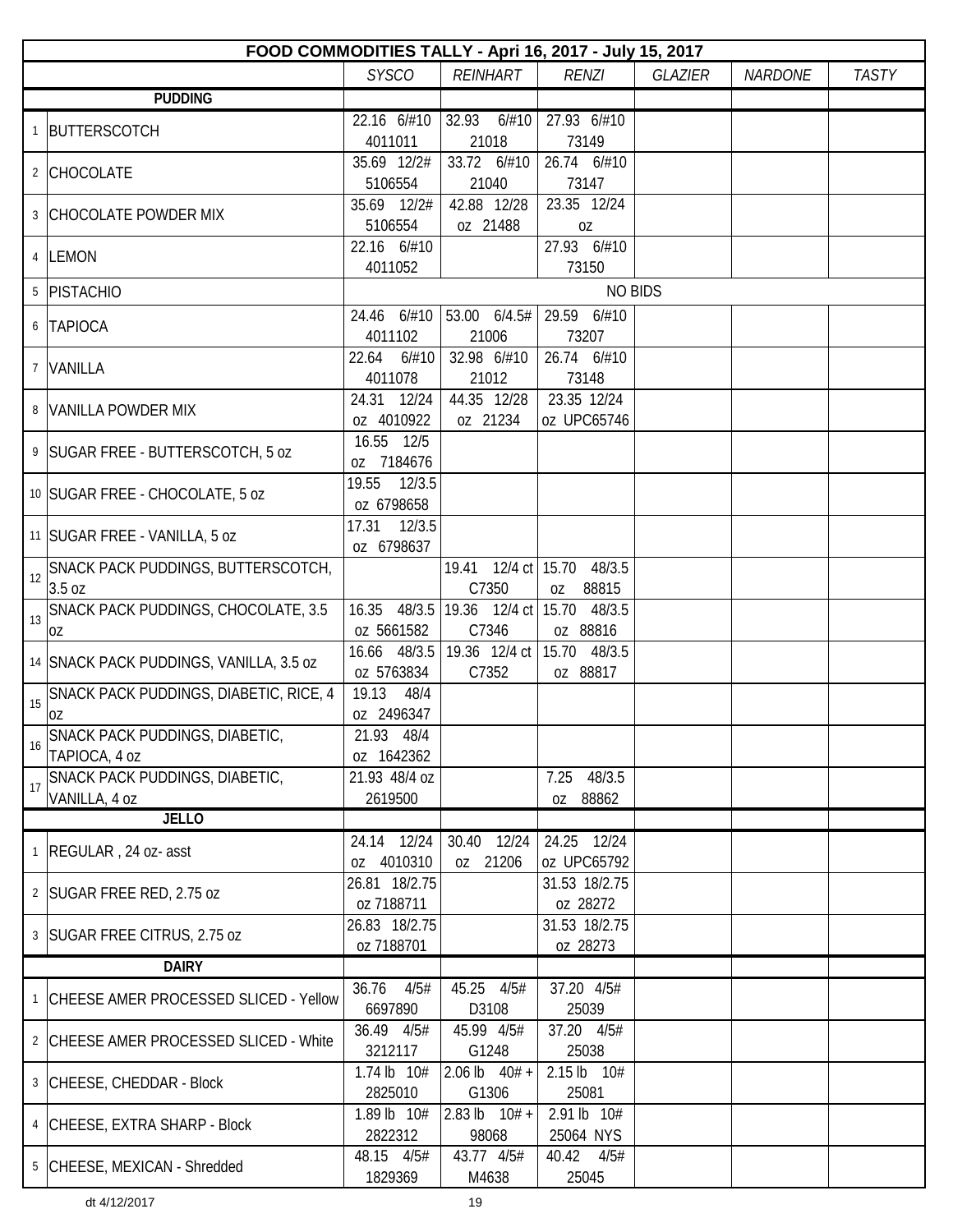| FOOD COMMODITIES TALLY - Apri 16, 2017 - July 15, 2017 | | | | | | | |
|---|---|---|---|---|---|---|---|
| | | *SYSCO* | *REINHART* | *RENZI* | *GLAZIER* | *NARDONE* | *TASTY* |
| | **PUDDING** | | | | | | |
| 1 | BUTTERSCOTCH | 22.16 6/#10 4011011 | 32.93 6/#10 21018 | 27.93 6/#10 73149 | | | |
| 2 | CHOCOLATE | 35.69 12/2# 5106554 | 33.72 6/#10 21040 | 26.74 6/#10 73147 | | | |
| 3 | CHOCOLATE POWDER MIX | 35.69 12/2# 5106554 | 42.88 12/28 oz 21488 | 23.35 12/24 oz | | | |
| 4 | LEMON | 22.16 6/#10 4011052 | | 27.93 6/#10 73150 | | | |
| 5 | PISTACHIO | NO BIDS | | | | | |
| 6 | TAPIOCA | 24.46 6/#10 4011102 | 53.00 6/4.5# 21006 | 29.59 6/#10 73207 | | | |
| 7 | VANILLA | 22.64 6/#10 4011078 | 32.98 6/#10 21012 | 26.74 6/#10 73148 | | | |
| 8 | VANILLA POWDER MIX | 24.31 12/24 oz 4010922 | 44.35 12/28 oz 21234 | 23.35 12/24 oz UPC65746 | | | |
| 9 | SUGAR FREE - BUTTERSCOTCH, 5 oz | 16.55 12/5 oz 7184676 | | | | | |
| 10 | SUGAR FREE - CHOCOLATE, 5 oz | 19.55 12/3.5 oz 6798658 | | | | | |
| 11 | SUGAR FREE - VANILLA, 5 oz | 17.31 12/3.5 oz 6798637 | | | | | |
| 12 | SNACK PACK PUDDINGS, BUTTERSCOTCH, 3.5 oz | | 19.41 12/4 ct C7350 | 15.70 48/3.5 oz 88815 | | | |
| 13 | SNACK PACK PUDDINGS, CHOCOLATE, 3.5 oz | 16.35 48/3.5 oz 5661582 | 19.36 12/4 ct C7346 | 15.70 48/3.5 oz 88816 | | | |
| 14 | SNACK PACK PUDDINGS, VANILLA, 3.5 oz | 16.66 48/3.5 oz 5763834 | 19.36 12/4 ct C7352 | 15.70 48/3.5 oz 88817 | | | |
| 15 | SNACK PACK PUDDINGS, DIABETIC, RICE, 4 oz | 19.13 48/4 oz 2496347 | | | | | |
| 16 | SNACK PACK PUDDINGS, DIABETIC, TAPIOCA, 4 oz | 21.93 48/4 oz 1642362 | | | | | |
| 17 | SNACK PACK PUDDINGS, DIABETIC, VANILLA, 4 oz | 21.93 48/4 oz 2619500 | | 7.25 48/3.5 oz 88862 | | | |
| | **JELLO** | | | | | | |
| 1 | REGULAR , 24 oz- asst | 24.14 12/24 oz 4010310 | 30.40 12/24 oz 21206 | 24.25 12/24 oz UPC65792 | | | |
| 2 | SUGAR FREE RED, 2.75 oz | 26.81 18/2.75 oz 7188711 | | 31.53 18/2.75 oz 28272 | | | |
| 3 | SUGAR FREE CITRUS, 2.75 oz | 26.83 18/2.75 oz 7188701 | | 31.53 18/2.75 oz 28273 | | | |
| | **DAIRY** | | | | | | |
| 1 | CHEESE AMER PROCESSED SLICED - Yellow | 36.76 4/5# 6697890 | 45.25 4/5# D3108 | 37.20 4/5# 25039 | | | |
| 2 | CHEESE AMER PROCESSED SLICED - White | 36.49 4/5# 3212117 | 45.99 4/5# G1248 | 37.20 4/5# 25038 | | | |
| 3 | CHEESE, CHEDDAR - Block | 1.74 lb 10# 2825010 | 2.06 lb 40# + G1306 | 2.15 lb 10# 25081 | | | |
| 4 | CHEESE, EXTRA SHARP - Block | 1.89 lb 10# 2822312 | 2.83 lb 10# + 98068 | 2.91 lb 10# 25064 NYS | | | |
| 5 | CHEESE, MEXICAN - Shredded | 48.15 4/5# 1829369 | 43.77 4/5# M4638 | 40.42 4/5# 25045 | | | |

dt 4/12/2017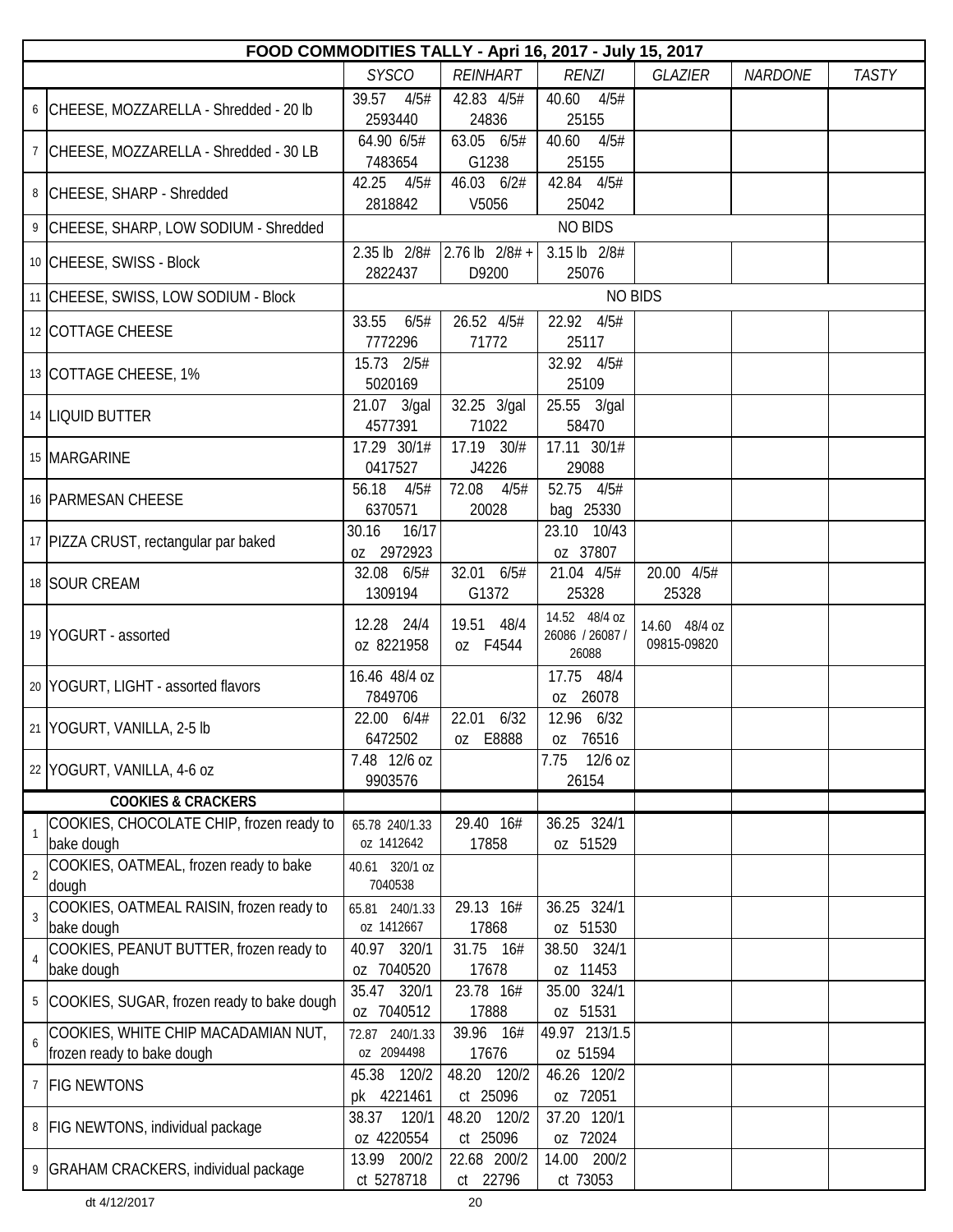| | FOOD COMMODITIES TALLY - Apri 16, 2017 - July 15, 2017 | | | | | | |
|---|---|---|---|---|---|---|---|
| | | *SYSCO* | *REINHART* | *RENZI* | *GLAZIER* | *NARDONE* | *TASTY* |
| 6 | CHEESE, MOZZARELLA - Shredded - 20 lb | 39.57 4/5# 2593440 | 42.83 4/5# 24836 | 40.60 4/5# 25155 | | | |
| 7 | CHEESE, MOZZARELLA - Shredded - 30 LB | 64.90 6/5# 7483654 | 63.05 6/5# G1238 | 40.60 4/5# 25155 | | | |
| 8 | CHEESE, SHARP - Shredded | 42.25 4/5# 2818842 | 46.03 6/2# V5056 | 42.84 4/5# 25042 | | | |
| 9 | CHEESE, SHARP, LOW SODIUM - Shredded | NO BIDS | | | | | |
| 10 | CHEESE, SWISS - Block | 2.35 lb 2/8# 2822437 | 2.76 lb 2/8# + D9200 | 3.15 lb 2/8# 25076 | | | |
| 11 | CHEESE, SWISS, LOW SODIUM - Block | NO BIDS | | | | | |
| 12 | COTTAGE CHEESE | 33.55 6/5# 7772296 | 26.52 4/5# 71772 | 22.92 4/5# 25117 | | | |
| 13 | COTTAGE CHEESE, 1% | 15.73 2/5# 5020169 | | 32.92 4/5# 25109 | | | |
| 14 | LIQUID BUTTER | 21.07 3/gal 4577391 | 32.25 3/gal 71022 | 25.55 3/gal 58470 | | | |
| 15 | MARGARINE | 17.29 30/1# 0417527 | 17.19 30/# J4226 | 17.11 30/1# 29088 | | | |
| 16 | PARMESAN CHEESE | 56.18 4/5# 6370571 | 72.08 4/5# 20028 | 52.75 4/5# bag 25330 | | | |
| 17 | PIZZA CRUST, rectangular par baked | 30.16 16/17 oz 2972923 | | 23.10 10/43 oz 37807 | | | |
| 18 | SOUR CREAM | 32.08 6/5# 1309194 | 32.01 6/5# G1372 | 21.04 4/5# 25328 | 20.00 4/5# 25328 | | |
| 19 | YOGURT - assorted | 12.28 24/4 oz 8221958 | 19.51 48/4 oz F4544 | 14.52 48/4 oz 26086 / 26087 / 26088 | 14.60 48/4 oz 09815-09820 | | |
| 20 | YOGURT, LIGHT - assorted flavors | 16.46 48/4 oz 7849706 | | 17.75 48/4 oz 26078 | | | |
| 21 | YOGURT, VANILLA, 2-5 lb | 22.00 6/4# 6472502 | 22.01 6/32 oz E8888 | 12.96 6/32 oz 76516 | | | |
| 22 | YOGURT, VANILLA, 4-6 oz | 7.48 12/6 oz 9903576 | | 7.75 12/6 oz 26154 | | | |
| | **COOKIES & CRACKERS** | | | | | | |
| 1 | COOKIES, CHOCOLATE CHIP, frozen ready to bake dough | 65.78 240/1.33 oz 1412642 | 29.40 16# 17858 | 36.25 324/1 oz 51529 | | | |
| 2 | COOKIES, OATMEAL, frozen ready to bake dough | 40.61 320/1 oz 7040538 | | | | | |
| 3 | COOKIES, OATMEAL RAISIN, frozen ready to bake dough | 65.81 240/1.33 oz 1412667 | 29.13 16# 17868 | 36.25 324/1 oz 51530 | | | |
| 4 | COOKIES, PEANUT BUTTER, frozen ready to bake dough | 40.97 320/1 oz 7040520 | 31.75 16# 17678 | 38.50 324/1 oz 11453 | | | |
| 5 | COOKIES, SUGAR, frozen ready to bake dough | 35.47 320/1 oz 7040512 | 23.78 16# 17888 | 35.00 324/1 oz 51531 | | | |
| 6 | COOKIES, WHITE CHIP MACADAMIAN NUT, frozen ready to bake dough | 72.87 240/1.33 oz 2094498 | 39.96 16# 17676 | 49.97 213/1.5 oz 51594 | | | |
| 7 | FIG NEWTONS | 45.38 120/2 pk 4221461 | 48.20 120/2 ct 25096 | 46.26 120/2 oz 72051 | | | |
| 8 | FIG NEWTONS, individual package | 38.37 120/1 oz 4220554 | 48.20 120/2 ct 25096 | 37.20 120/1 oz 72024 | | | |
| 9 | GRAHAM CRACKERS, individual package | 13.99 200/2 ct 5278718 | 22.68 200/2 ct 22796 | 14.00 200/2 ct 73053 | | | |

dt 4/12/2017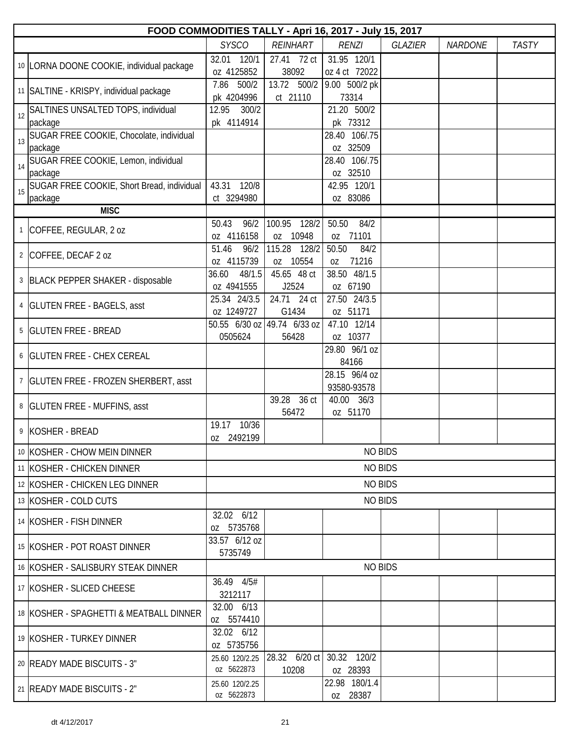| FOOD COMMODITIES TALLY - Apri 16, 2017 - July 15, 2017 | | | | | | | | |
|---|---|---|---|---|---|---|---|---|
| | | *SYSCO* | *REINHART* | *RENZI* | *GLAZIER* | *NARDONE* | *TASTY* |
| 10 | LORNA DOONE COOKIE, individual package | 32.01 120/1 oz 4125852 | 27.41 72 ct 38092 | 31.95 120/1 oz 4 ct 72022 | | | |
| 11 | SALTINE - KRISPY, individual package | 7.86 500/2 pk 4204996 | 13.72 500/2 ct 21110 | 9.00 500/2 pk 73314 | | | |
| 12 | SALTINES UNSALTED TOPS, individual package | 12.95 300/2 pk 4114914 | | 21.20 500/2 pk 73312 | | | |
| 13 | SUGAR FREE COOKIE, Chocolate, individual package | | | 28.40 106/.75 oz 32509 | | | |
| 14 | SUGAR FREE COOKIE, Lemon, individual package | | | 28.40 106/.75 oz 32510 | | | |
| 15 | SUGAR FREE COOKIE, Short Bread, individual package | 43.31 120/8 ct 3294980 | | 42.95 120/1 oz 83086 | | | |
| | **MISC** | | | | | | |
| 1 | COFFEE, REGULAR, 2 oz | 50.43 96/2 oz 4116158 | 100.95 128/2 oz 10948 | 50.50 84/2 oz 71101 | | | |
| 2 | COFFEE, DECAF 2 oz | 51.46 96/2 oz 4115739 | 115.28 128/2 oz 10554 | 50.50 84/2 oz 71216 | | | |
| 3 | BLACK PEPPER SHAKER - disposable | 36.60 48/1.5 oz 4941555 | 45.65 48 ct J2524 | 38.50 48/1.5 oz 67190 | | | |
| 4 | GLUTEN FREE - BAGELS, asst | 25.34 24/3.5 oz 1249727 | 24.71 24 ct G1434 | 27.50 24/3.5 oz 51171 | | | |
| 5 | GLUTEN FREE - BREAD | 50.55 6/30 oz 0505624 | 49.74 6/33 oz 56428 | 47.10 12/14 oz 10377 | | | |
| 6 | GLUTEN FREE - CHEX CEREAL | | | 29.80 96/1 oz 84166 | | | |
| 7 | GLUTEN FREE - FROZEN SHERBERT, asst | | | 28.15 96/4 oz 93580-93578 | | | |
| 8 | GLUTEN FREE - MUFFINS, asst | | 39.28 36 ct 56472 | 40.00 36/3 oz 51170 | | | |
| 9 | KOSHER - BREAD | 19.17 10/36 oz 2492199 | | | | | |
| 10 | KOSHER - CHOW MEIN DINNER | NO BIDS | | | | | |
| 11 | KOSHER - CHICKEN DINNER | NO BIDS | | | | | |
| 12 | KOSHER - CHICKEN LEG DINNER | NO BIDS | | | | | |
| 13 | KOSHER - COLD CUTS | NO BIDS | | | | | |
| 14 | KOSHER - FISH DINNER | 32.02 6/12 oz 5735768 | | | | | |
| 15 | KOSHER - POT ROAST DINNER | 33.57 6/12 oz 5735749 | | | | | |
| 16 | KOSHER - SALISBURY STEAK DINNER | NO BIDS | | | | | |
| 17 | KOSHER - SLICED CHEESE | 36.49 4/5# 3212117 | | | | | |
| 18 | KOSHER - SPAGHETTI & MEATBALL DINNER | 32.00 6/13 oz 5574410 | | | | | |
| 19 | KOSHER - TURKEY DINNER | 32.02 6/12 oz 5735756 | | | | | |
| 20 | READY MADE BISCUITS - 3" | 25.60 120/2.25 oz 5622873 | 28.32 6/20 ct 10208 | 30.32 120/2 oz 28393 | | | |
| 21 | READY MADE BISCUITS - 2" | 25.60 120/2.25 oz 5622873 | | 22.98 180/1.4 oz 28387 | | | |

dt 4/12/2017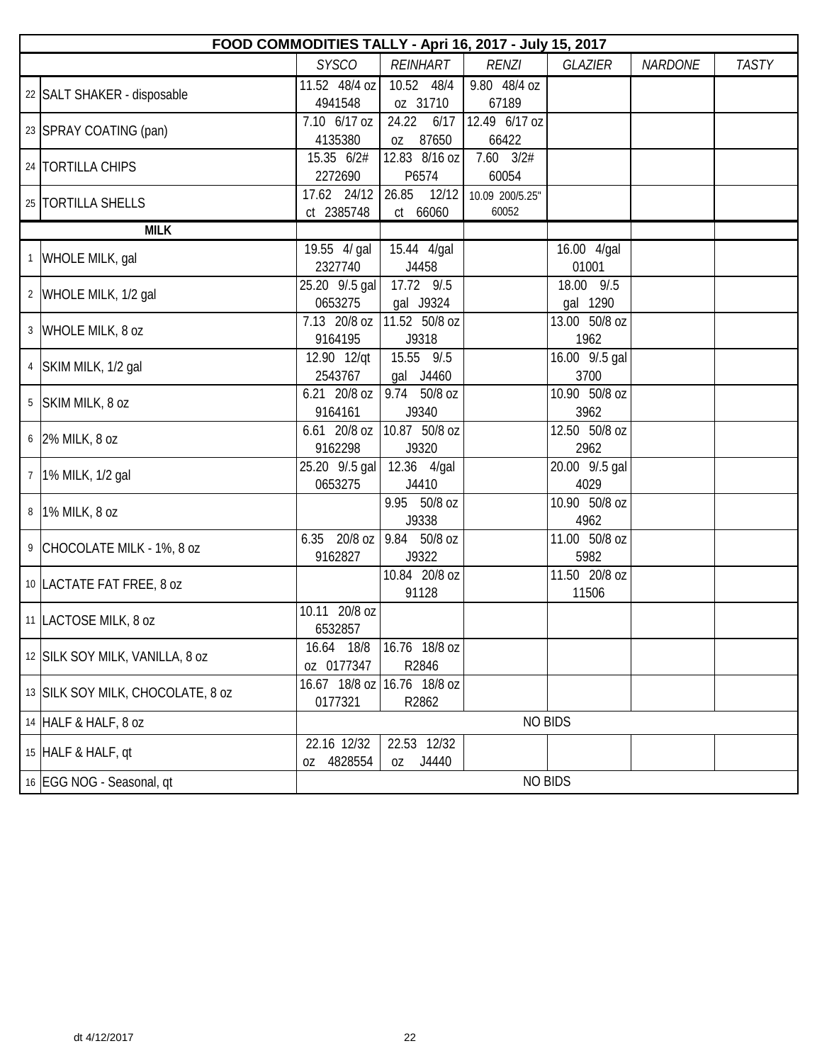| FOOD COMMODITIES TALLY - Apri 16, 2017 - July 15, 2017 | | | | | | | |
|---|---|---|---|---|---|---|---|
| | | *SYSCO* | *REINHART* | *RENZI* | *GLAZIER* | *NARDONE* | *TASTY* |
| 22 | SALT SHAKER - disposable | 11.52 48/4 oz 4941548 | 10.52 48/4 oz 31710 | 9.80 48/4 oz 67189 | | | |
| 23 | SPRAY COATING (pan) | 7.10 6/17 oz 4135380 | 24.22 6/17 oz 87650 | 12.49 6/17 oz 66422 | | | |
| 24 | TORTILLA CHIPS | 15.35 6/2# 2272690 | 12.83 8/16 oz P6574 | 7.60 3/2# 60054 | | | |
| 25 | TORTILLA SHELLS | 17.62 24/12 ct 2385748 | 26.85 12/12 ct 66060 | 10.09 200/5.25" 60052 | | | |
| | **MILK** | | | | | | |
| 1 | WHOLE MILK, gal | 19.55 4/ gal 2327740 | 15.44 4/gal J4458 | | 16.00 4/gal 01001 | | |
| 2 | WHOLE MILK, 1/2 gal | 25.20 9/.5 gal 0653275 | 17.72 9/.5 gal J9324 | | 18.00 9/.5 gal 1290 | | |
| 3 | WHOLE MILK, 8 oz | 7.13 20/8 oz 9164195 | 11.52 50/8 oz J9318 | | 13.00 50/8 oz 1962 | | |
| 4 | SKIM MILK, 1/2 gal | 12.90 12/qt 2543767 | 15.55 9/.5 gal J4460 | | 16.00 9/.5 gal 3700 | | |
| 5 | SKIM MILK, 8 oz | 6.21 20/8 oz 9164161 | 9.74 50/8 oz J9340 | | 10.90 50/8 oz 3962 | | |
| 6 | 2% MILK, 8 oz | 6.61 20/8 oz 9162298 | 10.87 50/8 oz J9320 | | 12.50 50/8 oz 2962 | | |
| 7 | 1% MILK, 1/2 gal | 25.20 9/.5 gal 0653275 | 12.36 4/gal J4410 | | 20.00 9/.5 gal 4029 | | |
| 8 | 1% MILK, 8 oz | | 9.95 50/8 oz J9338 | | 10.90 50/8 oz 4962 | | |
| 9 | CHOCOLATE MILK - 1%, 8 oz | 6.35 20/8 oz 9162827 | 9.84 50/8 oz J9322 | | 11.00 50/8 oz 5982 | | |
| 10 | LACTATE FAT FREE, 8 oz | | 10.84 20/8 oz 91128 | | 11.50 20/8 oz 11506 | | |
| 11 | LACTOSE MILK, 8 oz | 10.11 20/8 oz 6532857 | | | | | |
| 12 | SILK SOY MILK, VANILLA, 8 oz | 16.64 18/8 oz 0177347 | 16.76 18/8 oz R2846 | | | | |
| 13 | SILK SOY MILK, CHOCOLATE, 8 oz | 16.67 18/8 oz 0177321 | 16.76 18/8 oz R2862 | | | | |
| 14 | HALF & HALF, 8 oz | NO BIDS | | | | | |
| 15 | HALF & HALF, qt | 22.16 12/32 oz 4828554 | 22.53 12/32 oz J4440 | | | | |
| 16 | EGG NOG - Seasonal, qt | NO BIDS | | | | | |

dt 4/12/2017